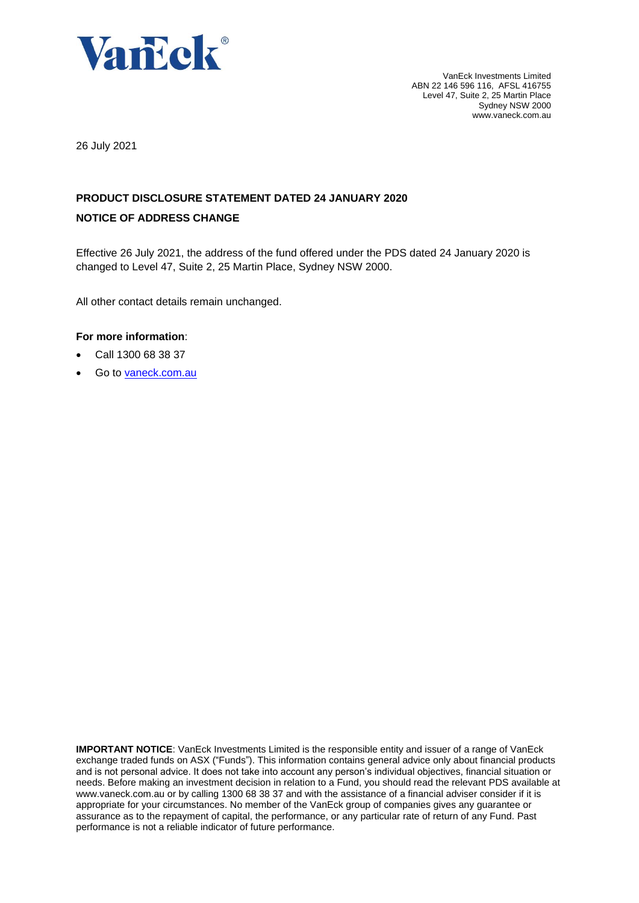VanEck Investments Limited
ABN 22 146 596 116, AFSL 416755
Level 47, Suite 2, 25 Martin Place
Sydney NSW 2000
www.vaneck.com.au

26 July 2021

**PRODUCT DISCLOSURE STATEMENT DATED 24 JANUARY 2020**

**NOTICE OF ADDRESS CHANGE**

Effective 26 July 2021, the address of the fund offered under the PDS dated 24 January 2020 is changed to Level 47, Suite 2, 25 Martin Place, Sydney NSW 2000.

All other contact details remain unchanged.

**For more information**:

- Call 1300 68 38 37
- Go to vaneck.com.au

**IMPORTANT NOTICE**: VanEck Investments Limited is the responsible entity and issuer of a range of VanEck exchange traded funds on ASX ("Funds"). This information contains general advice only about financial products and is not personal advice. It does not take into account any person's individual objectives, financial situation or needs. Before making an investment decision in relation to a Fund, you should read the relevant PDS available at www.vaneck.com.au or by calling 1300 68 38 37 and with the assistance of a financial adviser consider if it is appropriate for your circumstances. No member of the VanEck group of companies gives any guarantee or assurance as to the repayment of capital, the performance, or any particular rate of return of any Fund. Past performance is not a reliable indicator of future performance.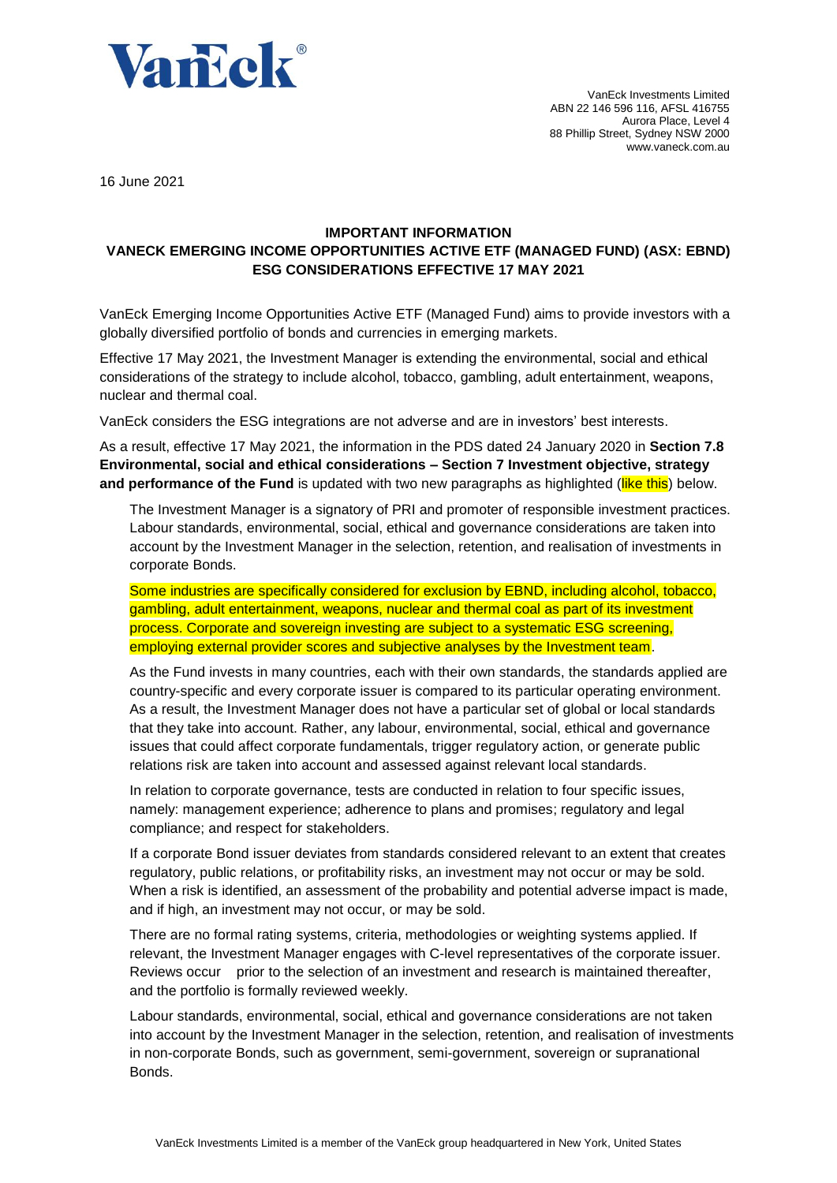VanEck Investments Limited
ABN 22 146 596 116, AFSL 416755
Aurora Place, Level 4
88 Phillip Street, Sydney NSW 2000
www.vaneck.com.au

16 June 2021

**IMPORTANT INFORMATION**
**VANECK EMERGING INCOME OPPORTUNITIES ACTIVE ETF (MANAGED FUND) (ASX: EBND)**
**ESG CONSIDERATIONS EFFECTIVE 17 MAY 2021**

VanEck Emerging Income Opportunities Active ETF (Managed Fund) aims to provide investors with a globally diversified portfolio of bonds and currencies in emerging markets.

Effective 17 May 2021, the Investment Manager is extending the environmental, social and ethical considerations of the strategy to include alcohol, tobacco, gambling, adult entertainment, weapons, nuclear and thermal coal.

VanEck considers the ESG integrations are not adverse and are in investors' best interests.

As a result, effective 17 May 2021, the information in the PDS dated 24 January 2020 in **Section 7.8 Environmental, social and ethical considerations – Section 7 Investment objective, strategy and performance of the Fund** is updated with two new paragraphs as highlighted (like this) below.

> The Investment Manager is a signatory of PRI and promoter of responsible investment practices. Labour standards, environmental, social, ethical and governance considerations are taken into account by the Investment Manager in the selection, retention, and realisation of investments in corporate Bonds.
>
> Some industries are specifically considered for exclusion by EBND, including alcohol, tobacco, gambling, adult entertainment, weapons, nuclear and thermal coal as part of its investment process. Corporate and sovereign investing are subject to a systematic ESG screening, employing external provider scores and subjective analyses by the Investment team.
>
> As the Fund invests in many countries, each with their own standards, the standards applied are country-specific and every corporate issuer is compared to its particular operating environment. As a result, the Investment Manager does not have a particular set of global or local standards that they take into account. Rather, any labour, environmental, social, ethical and governance issues that could affect corporate fundamentals, trigger regulatory action, or generate public relations risk are taken into account and assessed against relevant local standards.
>
> In relation to corporate governance, tests are conducted in relation to four specific issues, namely: management experience; adherence to plans and promises; regulatory and legal compliance; and respect for stakeholders.
>
> If a corporate Bond issuer deviates from standards considered relevant to an extent that creates regulatory, public relations, or profitability risks, an investment may not occur or may be sold. When a risk is identified, an assessment of the probability and potential adverse impact is made, and if high, an investment may not occur, or may be sold.
>
> There are no formal rating systems, criteria, methodologies or weighting systems applied. If relevant, the Investment Manager engages with C-level representatives of the corporate issuer. Reviews occur prior to the selection of an investment and research is maintained thereafter, and the portfolio is formally reviewed weekly.
>
> Labour standards, environmental, social, ethical and governance considerations are not taken into account by the Investment Manager in the selection, retention, and realisation of investments in non-corporate Bonds, such as government, semi-government, sovereign or supranational Bonds.

VanEck Investments Limited is a member of the VanEck group headquartered in New York, United States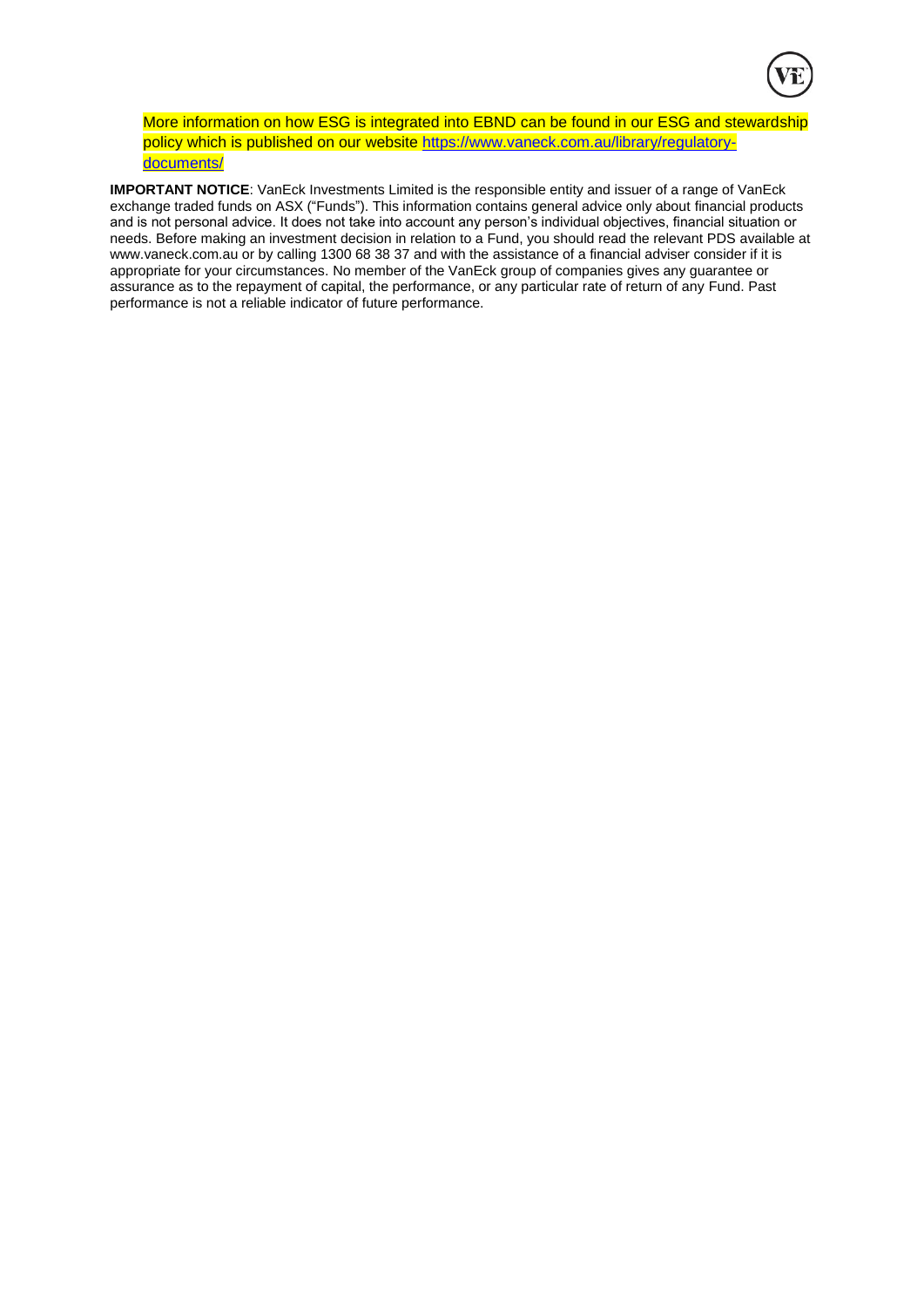More information on how ESG is integrated into EBND can be found in our ESG and stewardship policy which is published on our website [https://www.vaneck.com.au/library/regulatory-documents/](https://www.vaneck.com.au/library/regulatory-documents/)

**IMPORTANT NOTICE**: VanEck Investments Limited is the responsible entity and issuer of a range of VanEck exchange traded funds on ASX ("Funds"). This information contains general advice only about financial products and is not personal advice. It does not take into account any person's individual objectives, financial situation or needs. Before making an investment decision in relation to a Fund, you should read the relevant PDS available at www.vaneck.com.au or by calling 1300 68 38 37 and with the assistance of a financial adviser consider if it is appropriate for your circumstances. No member of the VanEck group of companies gives any guarantee or assurance as to the repayment of capital, the performance, or any particular rate of return of any Fund. Past performance is not a reliable indicator of future performance.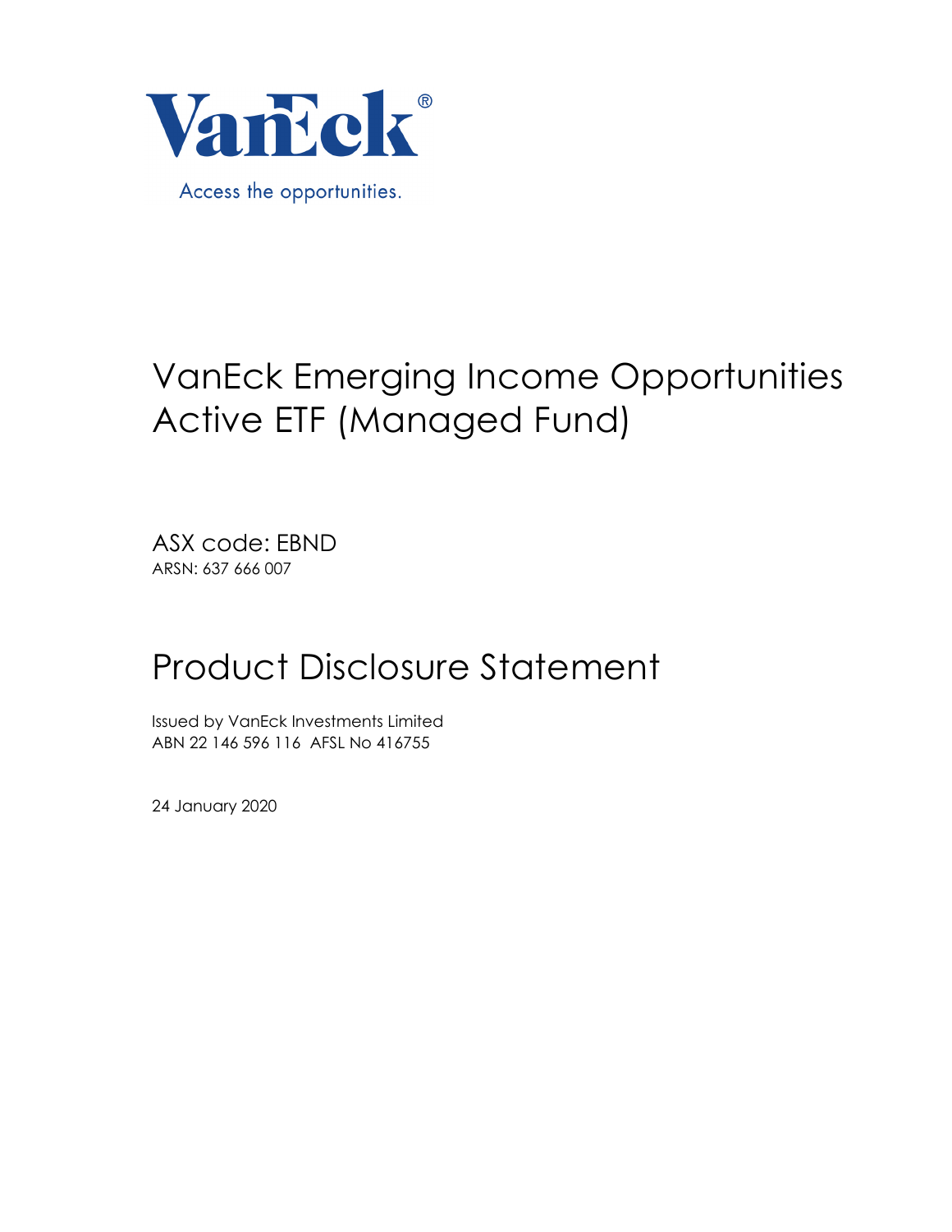VanEck®

Access the opportunities.

# VanEck Emerging Income Opportunities Active ETF (Managed Fund)

ASX code: EBND

ARSN: 637 666 007

# Product Disclosure Statement

Issued by VanEck Investments Limited

ABN 22 146 596 116 AFSL No 416755

24 January 2020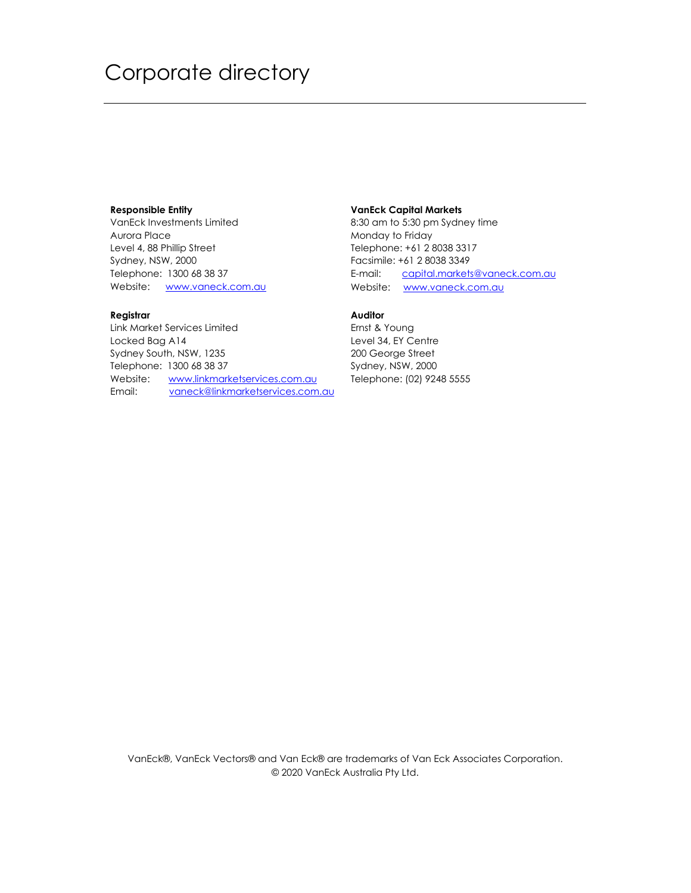# Corporate directory

**Responsible Entity**
VanEck Investments Limited
Aurora Place
Level 4, 88 Phillip Street
Sydney, NSW, 2000
Telephone: 1300 68 38 37
Website: www.vaneck.com.au

**Registrar**
Link Market Services Limited
Locked Bag A14
Sydney South, NSW, 1235
Telephone: 1300 68 38 37
Website: www.linkmarketservices.com.au
Email: vaneck@linkmarketservices.com.au

**VanEck Capital Markets**
8:30 am to 5:30 pm Sydney time
Monday to Friday
Telephone: +61 2 8038 3317
Facsimile: +61 2 8038 3349
E-mail: capital.markets@vaneck.com.au
Website: www.vaneck.com.au

**Auditor**
Ernst & Young
Level 34, EY Centre
200 George Street
Sydney, NSW, 2000
Telephone: (02) 9248 5555

VanEck®, VanEck Vectors® and Van Eck® are trademarks of Van Eck Associates Corporation.
© 2020 VanEck Australia Pty Ltd.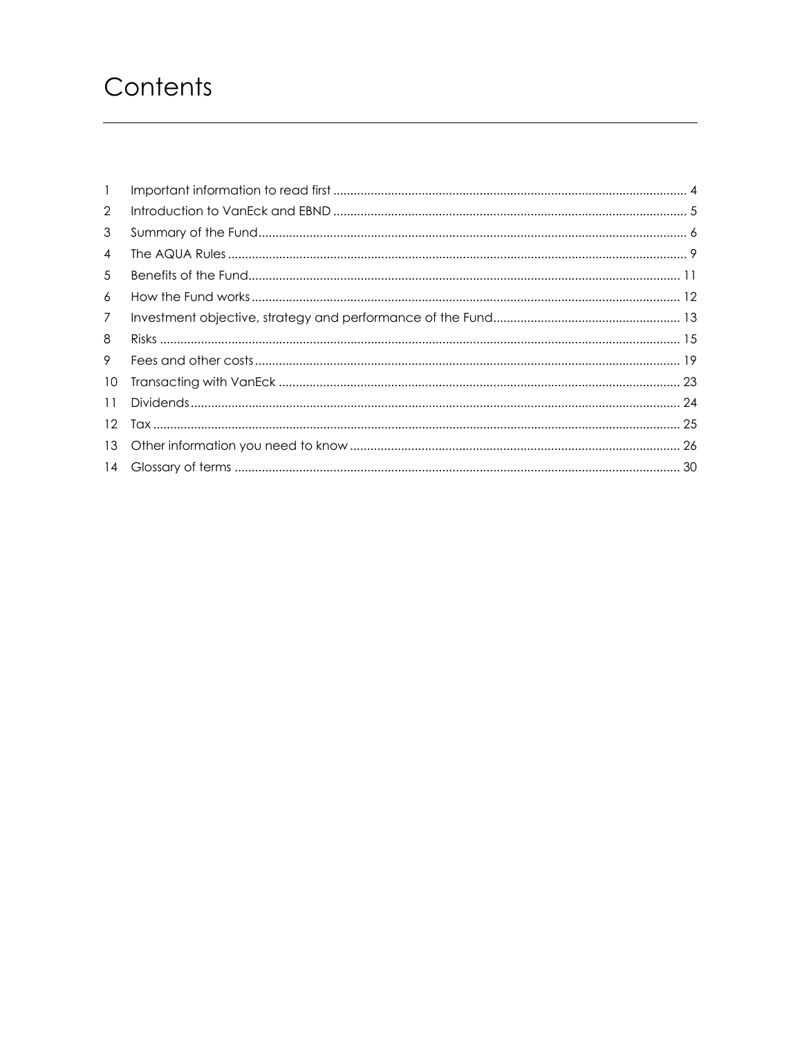# Contents

| | | |
|---|---|---|
| 1 | Important information to read first | 4 |
| 2 | Introduction to VanEck and EBND | 5 |
| 3 | Summary of the Fund | 6 |
| 4 | The AQUA Rules | 9 |
| 5 | Benefits of the Fund | 11 |
| 6 | How the Fund works | 12 |
| 7 | Investment objective, strategy and performance of the Fund | 13 |
| 8 | Risks | 15 |
| 9 | Fees and other costs | 19 |
| 10 | Transacting with VanEck | 23 |
| 11 | Dividends | 24 |
| 12 | Tax | 25 |
| 13 | Other information you need to know | 26 |
| 14 | Glossary of terms | 30 |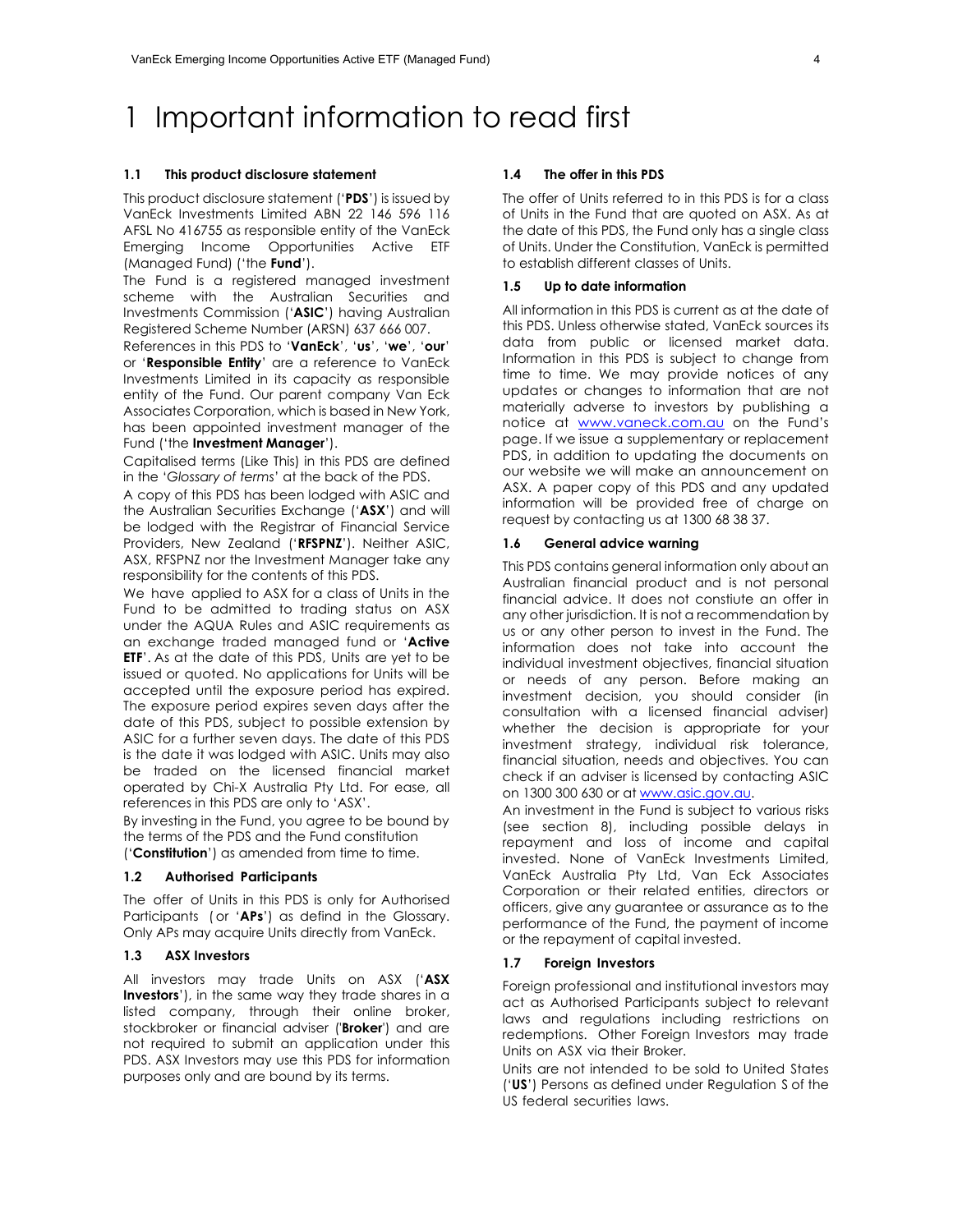# 1 Important information to read first

### 1.1 This product disclosure statement

This product disclosure statement ('**PDS**') is issued by VanEck Investments Limited ABN 22 146 596 116 AFSL No 416755 as responsible entity of the VanEck Emerging Income Opportunities Active ETF (Managed Fund) ('the **Fund**').

The Fund is a registered managed investment scheme with the Australian Securities and Investments Commission ('**ASIC**') having Australian Registered Scheme Number (ARSN) 637 666 007.

References in this PDS to '**VanEck**', '**us**', '**we**', '**our**' or '**Responsible Entity**' are a reference to VanEck Investments Limited in its capacity as responsible entity of the Fund. Our parent company Van Eck Associates Corporation, which is based in New York, has been appointed investment manager of the Fund ('the **Investment Manager**').

Capitalised terms (Like This) in this PDS are defined in the '*Glossary of terms*' at the back of the PDS.

A copy of this PDS has been lodged with ASIC and the Australian Securities Exchange ('**ASX**') and will be lodged with the Registrar of Financial Service Providers, New Zealand ('**RFSPNZ**'). Neither ASIC, ASX, RFSPNZ nor the Investment Manager take any responsibility for the contents of this PDS.

We have applied to ASX for a class of Units in the Fund to be admitted to trading status on ASX under the AQUA Rules and ASIC requirements as an exchange traded managed fund or '**Active ETF**'. As at the date of this PDS, Units are yet to be issued or quoted. No applications for Units will be accepted until the exposure period has expired. The exposure period expires seven days after the date of this PDS, subject to possible extension by ASIC for a further seven days. The date of this PDS is the date it was lodged with ASIC. Units may also be traded on the licensed financial market operated by Chi-X Australia Pty Ltd. For ease, all references in this PDS are only to 'ASX'.

By investing in the Fund, you agree to be bound by the terms of the PDS and the Fund constitution ('**Constitution**') as amended from time to time.

### 1.2 Authorised Participants

The offer of Units in this PDS is only for Authorised Participants (or '**APs**') as defind in the Glossary. Only APs may acquire Units directly from VanEck.

### 1.3 ASX Investors

All investors may trade Units on ASX ('**ASX Investors**'), in the same way they trade shares in a listed company, through their online broker, stockbroker or financial adviser ('**Broker**') and are not required to submit an application under this PDS. ASX Investors may use this PDS for information purposes only and are bound by its terms.

### 1.4 The offer in this PDS

The offer of Units referred to in this PDS is for a class of Units in the Fund that are quoted on ASX. As at the date of this PDS, the Fund only has a single class of Units. Under the Constitution, VanEck is permitted to establish different classes of Units.

### 1.5 Up to date information

All information in this PDS is current as at the date of this PDS. Unless otherwise stated, VanEck sources its data from public or licensed market data. Information in this PDS is subject to change from time to time. We may provide notices of any updates or changes to information that are not materially adverse to investors by publishing a notice at www.vaneck.com.au on the Fund's page. If we issue a supplementary or replacement PDS, in addition to updating the documents on our website we will make an announcement on ASX. A paper copy of this PDS and any updated information will be provided free of charge on request by contacting us at 1300 68 38 37.

### 1.6 General advice warning

This PDS contains general information only about an Australian financial product and is not personal financial advice. It does not constiute an offer in any other jurisdiction. It is not a recommendation by us or any other person to invest in the Fund. The information does not take into account the individual investment objectives, financial situation or needs of any person. Before making an investment decision, you should consider (in consultation with a licensed financial adviser) whether the decision is appropriate for your investment strategy, individual risk tolerance, financial situation, needs and objectives. You can check if an adviser is licensed by contacting ASIC on 1300 300 630 or at www.asic.gov.au.

An investment in the Fund is subject to various risks (see section 8), including possible delays in repayment and loss of income and capital invested. None of VanEck Investments Limited, VanEck Australia Pty Ltd, Van Eck Associates Corporation or their related entities, directors or officers, give any guarantee or assurance as to the performance of the Fund, the payment of income or the repayment of capital invested.

### 1.7 Foreign Investors

Foreign professional and institutional investors may act as Authorised Participants subject to relevant laws and regulations including restrictions on redemptions. Other Foreign Investors may trade Units on ASX via their Broker.

Units are not intended to be sold to United States ('**US**') Persons as defined under Regulation S of the US federal securities laws.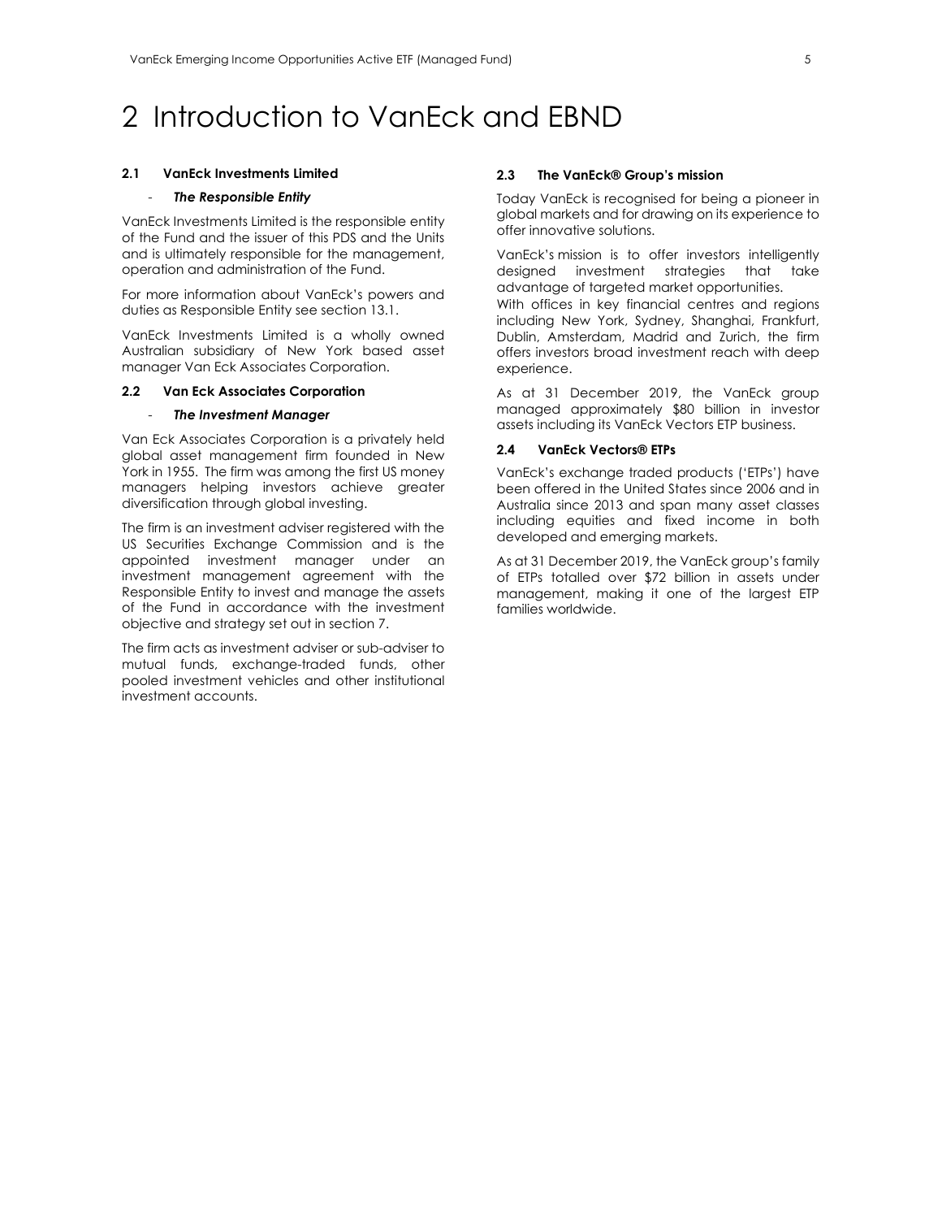# 2 Introduction to VanEck and EBND

### 2.1 VanEck Investments Limited

- ***The Responsible Entity***

VanEck Investments Limited is the responsible entity of the Fund and the issuer of this PDS and the Units and is ultimately responsible for the management, operation and administration of the Fund.

For more information about VanEck's powers and duties as Responsible Entity see section 13.1.

VanEck Investments Limited is a wholly owned Australian subsidiary of New York based asset manager Van Eck Associates Corporation.

### 2.2 Van Eck Associates Corporation

- ***The Investment Manager***

Van Eck Associates Corporation is a privately held global asset management firm founded in New York in 1955. The firm was among the first US money managers helping investors achieve greater diversification through global investing.

The firm is an investment adviser registered with the US Securities Exchange Commission and is the appointed investment manager under an investment management agreement with the Responsible Entity to invest and manage the assets of the Fund in accordance with the investment objective and strategy set out in section 7.

The firm acts as investment adviser or sub-adviser to mutual funds, exchange-traded funds, other pooled investment vehicles and other institutional investment accounts.

### 2.3 The VanEck® Group's mission

Today VanEck is recognised for being a pioneer in global markets and for drawing on its experience to offer innovative solutions.

VanEck's mission is to offer investors intelligently designed investment strategies that take advantage of targeted market opportunities.

With offices in key financial centres and regions including New York, Sydney, Shanghai, Frankfurt, Dublin, Amsterdam, Madrid and Zurich, the firm offers investors broad investment reach with deep experience.

As at 31 December 2019, the VanEck group managed approximately $80 billion in investor assets including its VanEck Vectors ETP business.

### 2.4 VanEck Vectors® ETPs

VanEck's exchange traded products ('ETPs') have been offered in the United States since 2006 and in Australia since 2013 and span many asset classes including equities and fixed income in both developed and emerging markets.

As at 31 December 2019, the VanEck group's family of ETPs totalled over $72 billion in assets under management, making it one of the largest ETP families worldwide.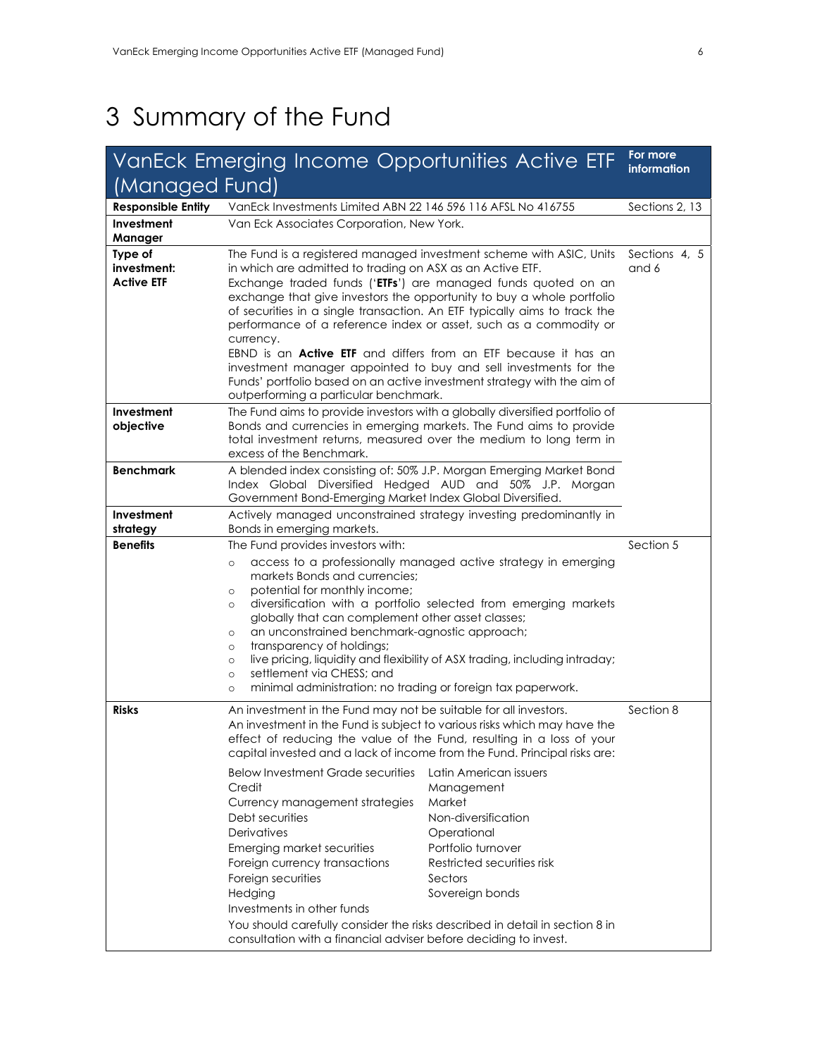# 3 Summary of the Fund

| VanEck Emerging Income Opportunities Active ETF (Managed Fund) | | For more information |
|---|---|---|
| **Responsible Entity** | VanEck Investments Limited ABN 22 146 596 116 AFSL No 416755 | Sections 2, 13 |
| **Investment Manager** | Van Eck Associates Corporation, New York. | |
| **Type of investment: Active ETF** | The Fund is a registered managed investment scheme with ASIC, Units in which are admitted to trading on ASX as an Active ETF.<br>Exchange traded funds ('**ETFs**') are managed funds quoted on an exchange that give investors the opportunity to buy a whole portfolio of securities in a single transaction. An ETF typically aims to track the performance of a reference index or asset, such as a commodity or currency.<br>EBND is an **Active ETF** and differs from an ETF because it has an investment manager appointed to buy and sell investments for the Funds' portfolio based on an active investment strategy with the aim of outperforming a particular benchmark. | Sections 4, 5 and 6 |
| **Investment objective** | The Fund aims to provide investors with a globally diversified portfolio of Bonds and currencies in emerging markets. The Fund aims to provide total investment returns, measured over the medium to long term in excess of the Benchmark. | |
| **Benchmark** | A blended index consisting of: 50% J.P. Morgan Emerging Market Bond Index Global Diversified Hedged AUD and 50% J.P. Morgan Government Bond-Emerging Market Index Global Diversified. | |
| **Investment strategy** | Actively managed unconstrained strategy investing predominantly in Bonds in emerging markets. | |
| **Benefits** | The Fund provides investors with:<br>○ access to a professionally managed active strategy in emerging markets Bonds and currencies;<br>○ potential for monthly income;<br>○ diversification with a portfolio selected from emerging markets globally that can complement other asset classes;<br>○ an unconstrained benchmark-agnostic approach;<br>○ transparency of holdings;<br>○ live pricing, liquidity and flexibility of ASX trading, including intraday;<br>○ settlement via CHESS; and<br>○ minimal administration: no trading or foreign tax paperwork. | Section 5 |
| **Risks** | An investment in the Fund may not be suitable for all investors.<br>An investment in the Fund is subject to various risks which may have the effect of reducing the value of the Fund, resulting in a loss of your capital invested and a lack of income from the Fund. Principal risks are:<br>Below Investment Grade securities; Credit; Currency management strategies; Debt securities; Derivatives; Emerging market securities; Foreign currency transactions; Foreign securities; Hedging; Investments in other funds; Latin American issuers; Management; Market; Non-diversification; Operational; Portfolio turnover; Restricted securities risk; Sectors; Sovereign bonds<br>You should carefully consider the risks described in detail in section 8 in consultation with a financial adviser before deciding to invest. | Section 8 |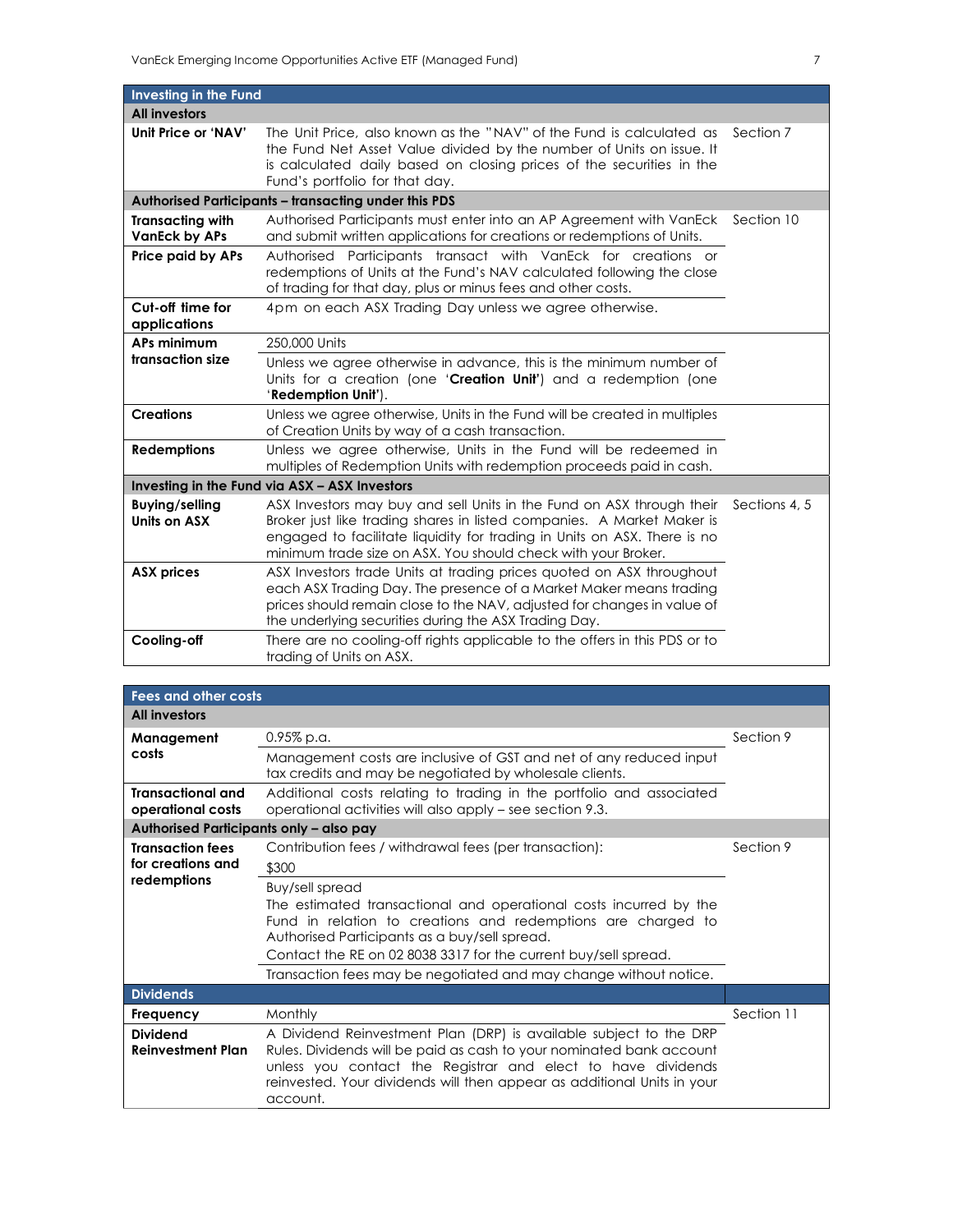| Investing in the Fund | | |
|---|---|---|
| **All investors** | | |
| **Unit Price or 'NAV'** | The Unit Price, also known as the "NAV" of the Fund is calculated as the Fund Net Asset Value divided by the number of Units on issue. It is calculated daily based on closing prices of the securities in the Fund's portfolio for that day. | Section 7 |
| **Authorised Participants – transacting under this PDS** | | |
| **Transacting with VanEck by APs** | Authorised Participants must enter into an AP Agreement with VanEck and submit written applications for creations or redemptions of Units. | Section 10 |
| **Price paid by APs** | Authorised Participants transact with VanEck for creations or redemptions of Units at the Fund's NAV calculated following the close of trading for that day, plus or minus fees and other costs. | |
| **Cut-off time for applications** | 4pm on each ASX Trading Day unless we agree otherwise. | |
| **APs minimum transaction size** | 250,000 Units | |
| | Unless we agree otherwise in advance, this is the minimum number of Units for a creation (one '**Creation Unit**') and a redemption (one '**Redemption Unit**'). | |
| **Creations** | Unless we agree otherwise, Units in the Fund will be created in multiples of Creation Units by way of a cash transaction. | |
| **Redemptions** | Unless we agree otherwise, Units in the Fund will be redeemed in multiples of Redemption Units with redemption proceeds paid in cash. | |
| **Investing in the Fund via ASX – ASX Investors** | | |
| **Buying/selling Units on ASX** | ASX Investors may buy and sell Units in the Fund on ASX through their Broker just like trading shares in listed companies. A Market Maker is engaged to facilitate liquidity for trading in Units on ASX. There is no minimum trade size on ASX. You should check with your Broker. | Sections 4, 5 |
| **ASX prices** | ASX Investors trade Units at trading prices quoted on ASX throughout each ASX Trading Day. The presence of a Market Maker means trading prices should remain close to the NAV, adjusted for changes in value of the underlying securities during the ASX Trading Day. | |
| **Cooling-off** | There are no cooling-off rights applicable to the offers in this PDS or to trading of Units on ASX. | |

| Fees and other costs | | |
|---|---|---|
| **All investors** | | |
| **Management costs** | 0.95% p.a. | Section 9 |
| | Management costs are inclusive of GST and net of any reduced input tax credits and may be negotiated by wholesale clients. | |
| **Transactional and operational costs** | Additional costs relating to trading in the portfolio and associated operational activities will also apply – see section 9.3. | |
| **Authorised Participants only – also pay** | | |
| **Transaction fees for creations and redemptions** | Contribution fees / withdrawal fees (per transaction): $300 | Section 9 |
| | Buy/sell spread<br>The estimated transactional and operational costs incurred by the Fund in relation to creations and redemptions are charged to Authorised Participants as a buy/sell spread.<br>Contact the RE on 02 8038 3317 for the current buy/sell spread. | |
| | Transaction fees may be negotiated and may change without notice. | |
| **Dividends** | | |
| **Frequency** | Monthly | Section 11 |
| **Dividend Reinvestment Plan** | A Dividend Reinvestment Plan (DRP) is available subject to the DRP Rules. Dividends will be paid as cash to your nominated bank account unless you contact the Registrar and elect to have dividends reinvested. Your dividends will then appear as additional Units in your account. | |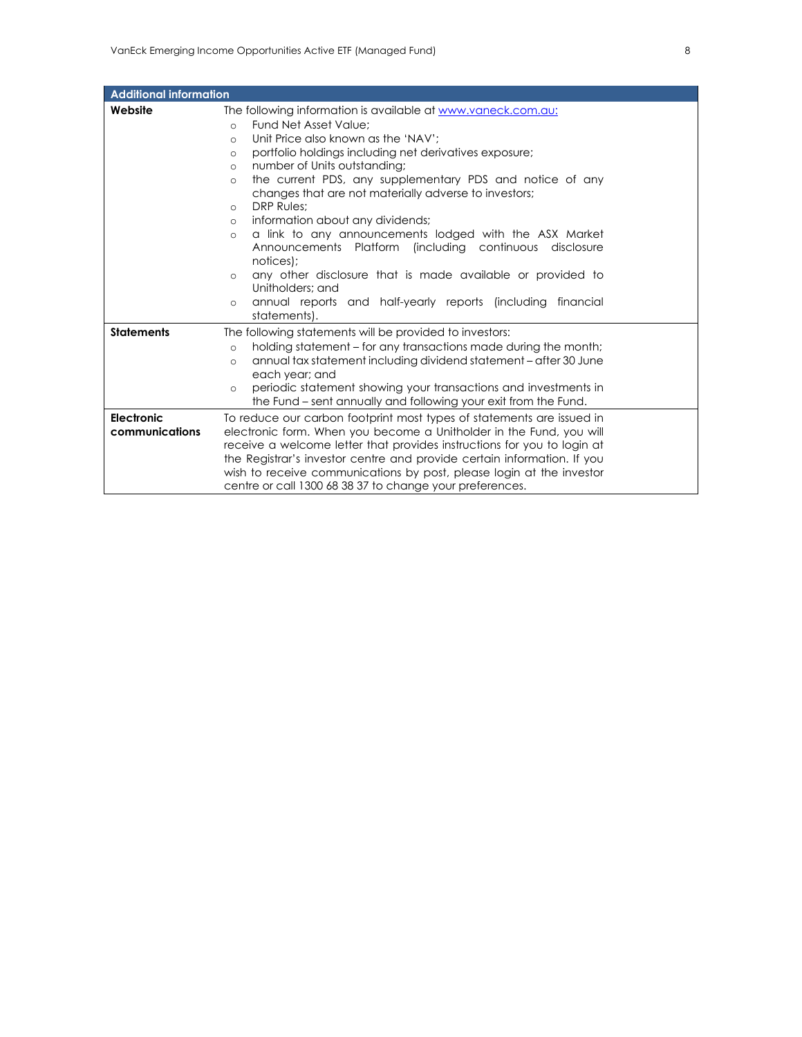| Additional information | |
|---|---|
| **Website** | The following information is available at [www.vaneck.com.au:](http://www.vaneck.com.au)<br>○ Fund Net Asset Value;<br>○ Unit Price also known as the 'NAV';<br>○ portfolio holdings including net derivatives exposure;<br>○ number of Units outstanding;<br>○ the current PDS, any supplementary PDS and notice of any changes that are not materially adverse to investors;<br>○ DRP Rules;<br>○ information about any dividends;<br>○ a link to any announcements lodged with the ASX Market Announcements Platform (including continuous disclosure notices);<br>○ any other disclosure that is made available or provided to Unitholders; and<br>○ annual reports and half-yearly reports (including financial statements). |
| **Statements** | The following statements will be provided to investors:<br>○ holding statement – for any transactions made during the month;<br>○ annual tax statement including dividend statement – after 30 June each year; and<br>○ periodic statement showing your transactions and investments in the Fund – sent annually and following your exit from the Fund. |
| **Electronic communications** | To reduce our carbon footprint most types of statements are issued in electronic form. When you become a Unitholder in the Fund, you will receive a welcome letter that provides instructions for you to login at the Registrar's investor centre and provide certain information. If you wish to receive communications by post, please login at the investor centre or call 1300 68 38 37 to change your preferences. |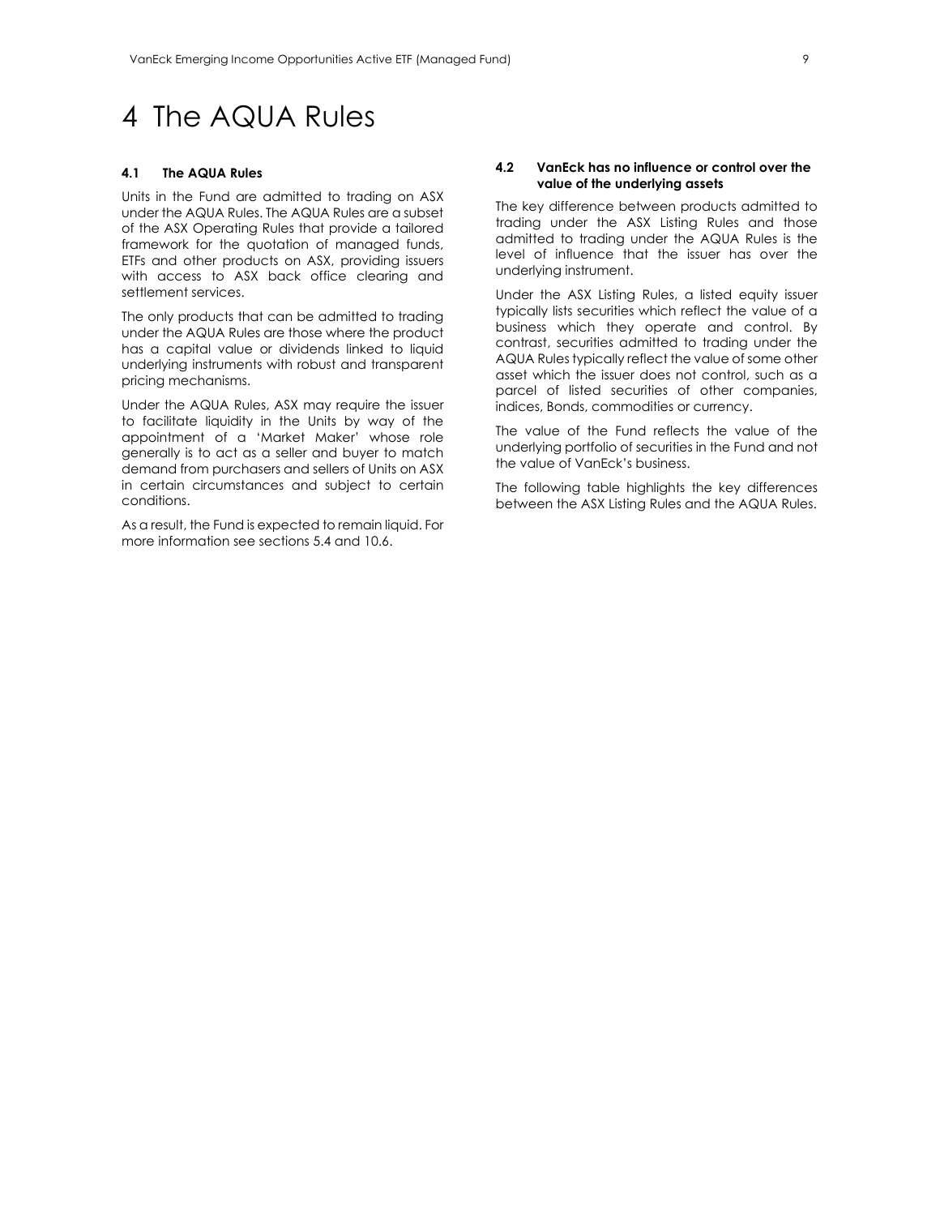# 4 The AQUA Rules

### 4.1 The AQUA Rules

Units in the Fund are admitted to trading on ASX under the AQUA Rules. The AQUA Rules are a subset of the ASX Operating Rules that provide a tailored framework for the quotation of managed funds, ETFs and other products on ASX, providing issuers with access to ASX back office clearing and settlement services.

The only products that can be admitted to trading under the AQUA Rules are those where the product has a capital value or dividends linked to liquid underlying instruments with robust and transparent pricing mechanisms.

Under the AQUA Rules, ASX may require the issuer to facilitate liquidity in the Units by way of the appointment of a 'Market Maker' whose role generally is to act as a seller and buyer to match demand from purchasers and sellers of Units on ASX in certain circumstances and subject to certain conditions.

As a result, the Fund is expected to remain liquid. For more information see sections 5.4 and 10.6.

### 4.2 VanEck has no influence or control over the value of the underlying assets

The key difference between products admitted to trading under the ASX Listing Rules and those admitted to trading under the AQUA Rules is the level of influence that the issuer has over the underlying instrument.

Under the ASX Listing Rules, a listed equity issuer typically lists securities which reflect the value of a business which they operate and control. By contrast, securities admitted to trading under the AQUA Rules typically reflect the value of some other asset which the issuer does not control, such as a parcel of listed securities of other companies, indices, Bonds, commodities or currency.

The value of the Fund reflects the value of the underlying portfolio of securities in the Fund and not the value of VanEck's business.

The following table highlights the key differences between the ASX Listing Rules and the AQUA Rules.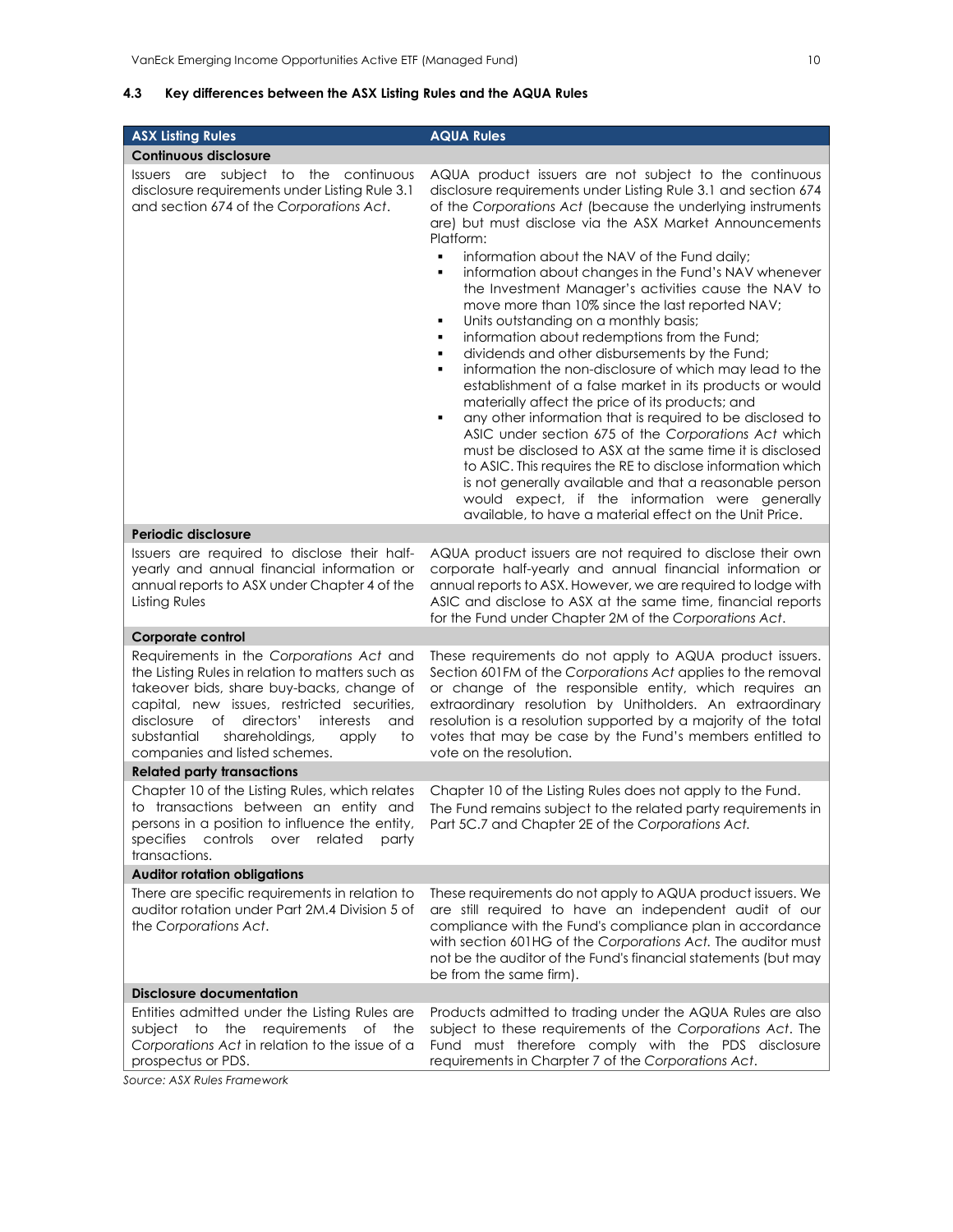### 4.3 Key differences between the ASX Listing Rules and the AQUA Rules

| ASX Listing Rules | AQUA Rules |
|---|---|
| **Continuous disclosure** | |
| Issuers are subject to the continuous disclosure requirements under Listing Rule 3.1 and section 674 of the *Corporations Act*. | AQUA product issuers are not subject to the continuous disclosure requirements under Listing Rule 3.1 and section 674 of the *Corporations Act* (because the underlying instruments are) but must disclose via the ASX Market Announcements Platform:<br>▪ information about the NAV of the Fund daily;<br>▪ information about changes in the Fund's NAV whenever the Investment Manager's activities cause the NAV to move more than 10% since the last reported NAV;<br>▪ Units outstanding on a monthly basis;<br>▪ information about redemptions from the Fund;<br>▪ dividends and other disbursements by the Fund;<br>▪ information the non-disclosure of which may lead to the establishment of a false market in its products or would materially affect the price of its products; and<br>▪ any other information that is required to be disclosed to ASIC under section 675 of the *Corporations Act* which must be disclosed to ASX at the same time it is disclosed to ASIC. This requires the RE to disclose information which is not generally available and that a reasonable person would expect, if the information were generally available, to have a material effect on the Unit Price. |
| **Periodic disclosure** | |
| Issuers are required to disclose their half-yearly and annual financial information or annual reports to ASX under Chapter 4 of the Listing Rules | AQUA product issuers are not required to disclose their own corporate half-yearly and annual financial information or annual reports to ASX. However, we are required to lodge with ASIC and disclose to ASX at the same time, financial reports for the Fund under Chapter 2M of the *Corporations Act*. |
| **Corporate control** | |
| Requirements in the *Corporations Act* and the Listing Rules in relation to matters such as takeover bids, share buy-backs, change of capital, new issues, restricted securities, disclosure of directors' interests and substantial shareholdings, apply to companies and listed schemes. | These requirements do not apply to AQUA product issuers. Section 601FM of the *Corporations Act* applies to the removal or change of the responsible entity, which requires an extraordinary resolution by Unitholders. An extraordinary resolution is a resolution supported by a majority of the total votes that may be case by the Fund's members entitled to vote on the resolution. |
| **Related party transactions** | |
| Chapter 10 of the Listing Rules, which relates to transactions between an entity and persons in a position to influence the entity, specifies controls over related party transactions. | Chapter 10 of the Listing Rules does not apply to the Fund. The Fund remains subject to the related party requirements in Part 5C.7 and Chapter 2E of the *Corporations Act.* |
| **Auditor rotation obligations** | |
| There are specific requirements in relation to auditor rotation under Part 2M.4 Division 5 of the *Corporations Act*. | These requirements do not apply to AQUA product issuers. We are still required to have an independent audit of our compliance with the Fund's compliance plan in accordance with section 601HG of the *Corporations Act.* The auditor must not be the auditor of the Fund's financial statements (but may be from the same firm). |
| **Disclosure documentation** | |
| Entities admitted under the Listing Rules are subject to the requirements of the *Corporations Act* in relation to the issue of a prospectus or PDS. | Products admitted to trading under the AQUA Rules are also subject to these requirements of the *Corporations Act*. The Fund must therefore comply with the PDS disclosure requirements in Charpter 7 of the *Corporations Act*. |

*Source: ASX Rules Framework*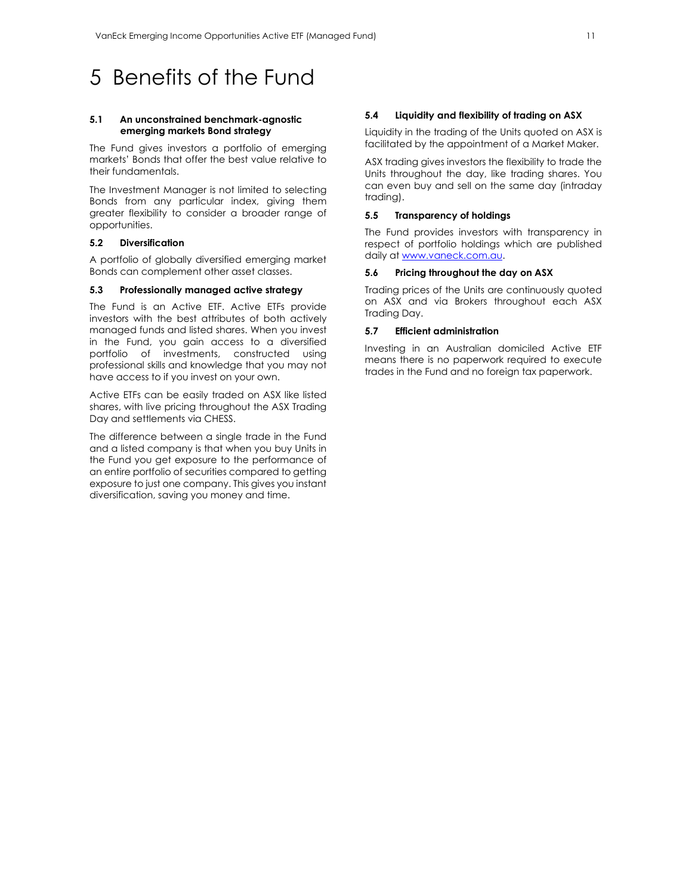# 5 Benefits of the Fund

### 5.1 An unconstrained benchmark-agnostic emerging markets Bond strategy

The Fund gives investors a portfolio of emerging markets' Bonds that offer the best value relative to their fundamentals.

The Investment Manager is not limited to selecting Bonds from any particular index, giving them greater flexibility to consider a broader range of opportunities.

### 5.2 Diversification

A portfolio of globally diversified emerging market Bonds can complement other asset classes.

### 5.3 Professionally managed active strategy

The Fund is an Active ETF. Active ETFs provide investors with the best attributes of both actively managed funds and listed shares. When you invest in the Fund, you gain access to a diversified portfolio of investments, constructed using professional skills and knowledge that you may not have access to if you invest on your own.

Active ETFs can be easily traded on ASX like listed shares, with live pricing throughout the ASX Trading Day and settlements via CHESS.

The difference between a single trade in the Fund and a listed company is that when you buy Units in the Fund you get exposure to the performance of an entire portfolio of securities compared to getting exposure to just one company. This gives you instant diversification, saving you money and time.

### 5.4 Liquidity and flexibility of trading on ASX

Liquidity in the trading of the Units quoted on ASX is facilitated by the appointment of a Market Maker.

ASX trading gives investors the flexibility to trade the Units throughout the day, like trading shares. You can even buy and sell on the same day (intraday trading).

### 5.5 Transparency of holdings

The Fund provides investors with transparency in respect of portfolio holdings which are published daily at www.vaneck.com.au.

### 5.6 Pricing throughout the day on ASX

Trading prices of the Units are continuously quoted on ASX and via Brokers throughout each ASX Trading Day.

### 5.7 Efficient administration

Investing in an Australian domiciled Active ETF means there is no paperwork required to execute trades in the Fund and no foreign tax paperwork.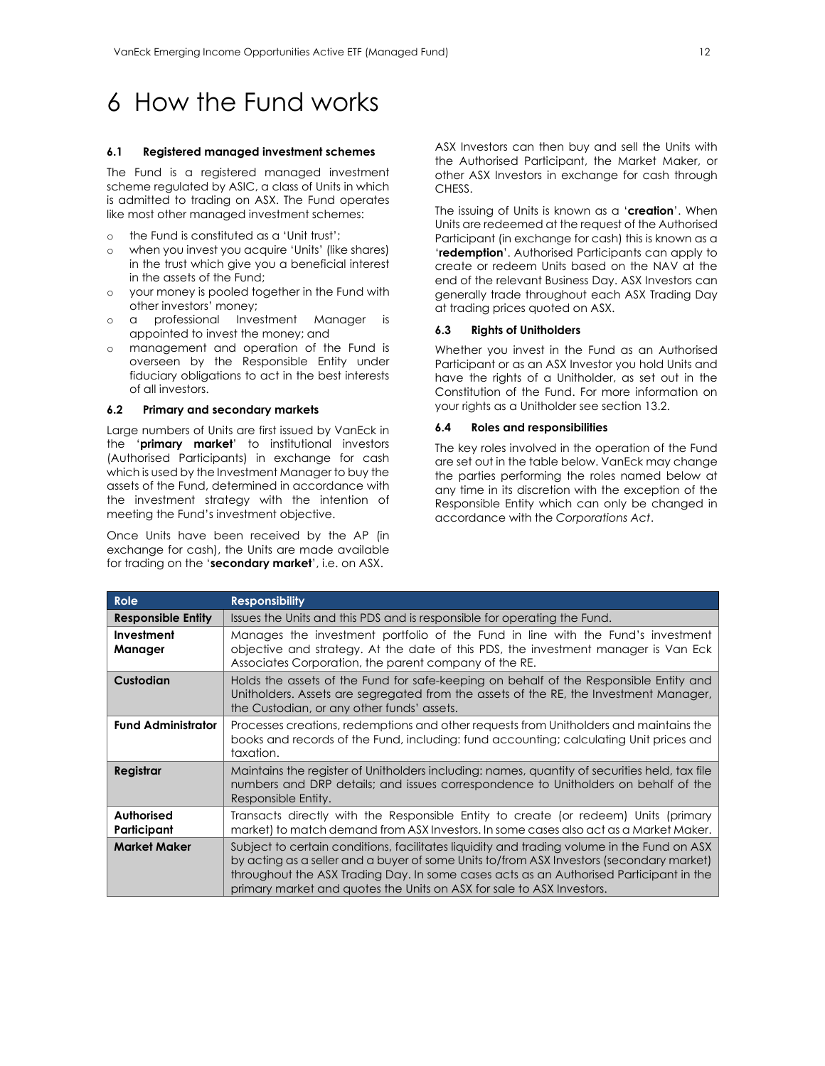# 6 How the Fund works

### 6.1 Registered managed investment schemes

The Fund is a registered managed investment scheme regulated by ASIC, a class of Units in which is admitted to trading on ASX. The Fund operates like most other managed investment schemes:

- the Fund is constituted as a 'Unit trust';
- when you invest you acquire 'Units' (like shares) in the trust which give you a beneficial interest in the assets of the Fund;
- your money is pooled together in the Fund with other investors' money;
- a professional Investment Manager is appointed to invest the money; and
- management and operation of the Fund is overseen by the Responsible Entity under fiduciary obligations to act in the best interests of all investors.

### 6.2 Primary and secondary markets

Large numbers of Units are first issued by VanEck in the '**primary market**' to institutional investors (Authorised Participants) in exchange for cash which is used by the Investment Manager to buy the assets of the Fund, determined in accordance with the investment strategy with the intention of meeting the Fund's investment objective.

Once Units have been received by the AP (in exchange for cash), the Units are made available for trading on the '**secondary market**', i.e. on ASX.

ASX Investors can then buy and sell the Units with the Authorised Participant, the Market Maker, or other ASX Investors in exchange for cash through CHESS.

The issuing of Units is known as a '**creation**'. When Units are redeemed at the request of the Authorised Participant (in exchange for cash) this is known as a '**redemption**'. Authorised Participants can apply to create or redeem Units based on the NAV at the end of the relevant Business Day. ASX Investors can generally trade throughout each ASX Trading Day at trading prices quoted on ASX.

### 6.3 Rights of Unitholders

Whether you invest in the Fund as an Authorised Participant or as an ASX Investor you hold Units and have the rights of a Unitholder, as set out in the Constitution of the Fund. For more information on your rights as a Unitholder see section 13.2.

### 6.4 Roles and responsibilities

The key roles involved in the operation of the Fund are set out in the table below. VanEck may change the parties performing the roles named below at any time in its discretion with the exception of the Responsible Entity which can only be changed in accordance with the *Corporations Act*.

| Role | Responsibility |
|---|---|
| **Responsible Entity** | Issues the Units and this PDS and is responsible for operating the Fund. |
| **Investment Manager** | Manages the investment portfolio of the Fund in line with the Fund's investment objective and strategy. At the date of this PDS, the investment manager is Van Eck Associates Corporation, the parent company of the RE. |
| **Custodian** | Holds the assets of the Fund for safe-keeping on behalf of the Responsible Entity and Unitholders. Assets are segregated from the assets of the RE, the Investment Manager, the Custodian, or any other funds' assets. |
| **Fund Administrator** | Processes creations, redemptions and other requests from Unitholders and maintains the books and records of the Fund, including: fund accounting; calculating Unit prices and taxation. |
| **Registrar** | Maintains the register of Unitholders including: names, quantity of securities held, tax file numbers and DRP details; and issues correspondence to Unitholders on behalf of the Responsible Entity. |
| **Authorised Participant** | Transacts directly with the Responsible Entity to create (or redeem) Units (primary market) to match demand from ASX Investors. In some cases also act as a Market Maker. |
| **Market Maker** | Subject to certain conditions, facilitates liquidity and trading volume in the Fund on ASX by acting as a seller and a buyer of some Units to/from ASX Investors (secondary market) throughout the ASX Trading Day. In some cases acts as an Authorised Participant in the primary market and quotes the Units on ASX for sale to ASX Investors. |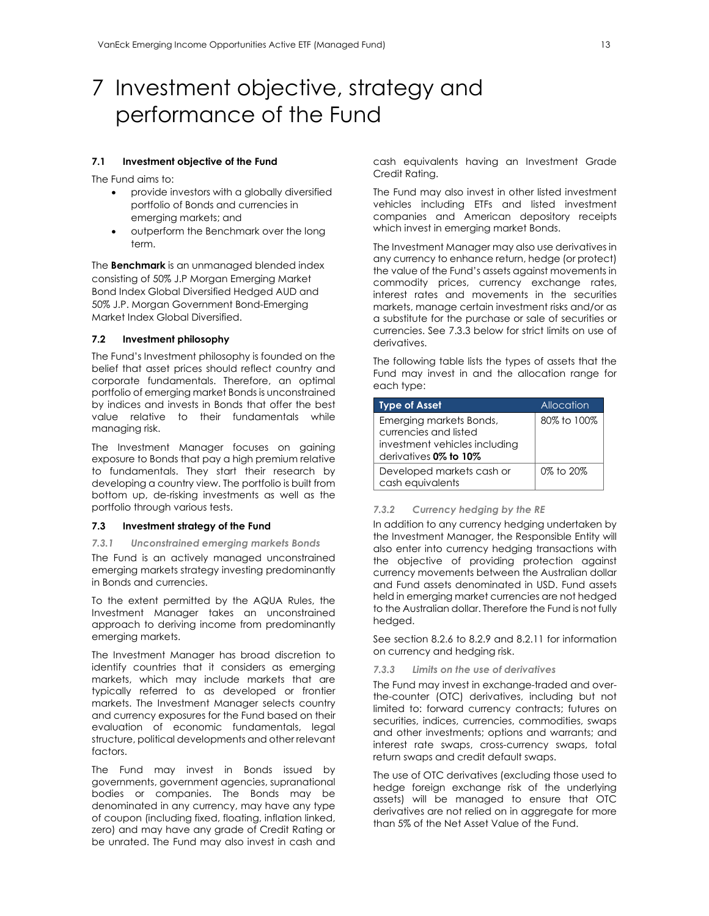# 7 Investment objective, strategy and performance of the Fund

### 7.1 Investment objective of the Fund

The Fund aims to:

- provide investors with a globally diversified portfolio of Bonds and currencies in emerging markets; and
- outperform the Benchmark over the long term.

The **Benchmark** is an unmanaged blended index consisting of 50% J.P Morgan Emerging Market Bond Index Global Diversified Hedged AUD and 50% J.P. Morgan Government Bond-Emerging Market Index Global Diversified.

### 7.2 Investment philosophy

The Fund's Investment philosophy is founded on the belief that asset prices should reflect country and corporate fundamentals. Therefore, an optimal portfolio of emerging market Bonds is unconstrained by indices and invests in Bonds that offer the best value relative to their fundamentals while managing risk.

The Investment Manager focuses on gaining exposure to Bonds that pay a high premium relative to fundamentals. They start their research by developing a country view. The portfolio is built from bottom up, de-risking investments as well as the portfolio through various tests.

### 7.3 Investment strategy of the Fund

#### *7.3.1 Unconstrained emerging markets Bonds*

The Fund is an actively managed unconstrained emerging markets strategy investing predominantly in Bonds and currencies.

To the extent permitted by the AQUA Rules, the Investment Manager takes an unconstrained approach to deriving income from predominantly emerging markets.

The Investment Manager has broad discretion to identify countries that it considers as emerging markets, which may include markets that are typically referred to as developed or frontier markets. The Investment Manager selects country and currency exposures for the Fund based on their evaluation of economic fundamentals, legal structure, political developments and other relevant factors.

The Fund may invest in Bonds issued by governments, government agencies, supranational bodies or companies. The Bonds may be denominated in any currency, may have any type of coupon (including fixed, floating, inflation linked, zero) and may have any grade of Credit Rating or be unrated. The Fund may also invest in cash and cash equivalents having an Investment Grade Credit Rating.

The Fund may also invest in other listed investment vehicles including ETFs and listed investment companies and American depository receipts which invest in emerging market Bonds.

The Investment Manager may also use derivatives in any currency to enhance return, hedge (or protect) the value of the Fund's assets against movements in commodity prices, currency exchange rates, interest rates and movements in the securities markets, manage certain investment risks and/or as a substitute for the purchase or sale of securities or currencies. See 7.3.3 below for strict limits on use of derivatives.

The following table lists the types of assets that the Fund may invest in and the allocation range for each type:

| Type of Asset | Allocation |
| --- | --- |
| Emerging markets Bonds, currencies and listed investment vehicles including derivatives **0% to 10%** | 80% to 100% |
| Developed markets cash or cash equivalents | 0% to 20% |

#### *7.3.2 Currency hedging by the RE*

In addition to any currency hedging undertaken by the Investment Manager, the Responsible Entity will also enter into currency hedging transactions with the objective of providing protection against currency movements between the Australian dollar and Fund assets denominated in USD. Fund assets held in emerging market currencies are not hedged to the Australian dollar. Therefore the Fund is not fully hedged.

See section 8.2.6 to 8.2.9 and 8.2.11 for information on currency and hedging risk.

#### *7.3.3 Limits on the use of derivatives*

The Fund may invest in exchange-traded and over-the-counter (OTC) derivatives, including but not limited to: forward currency contracts; futures on securities, indices, currencies, commodities, swaps and other investments; options and warrants; and interest rate swaps, cross-currency swaps, total return swaps and credit default swaps.

The use of OTC derivatives (excluding those used to hedge foreign exchange risk of the underlying assets) will be managed to ensure that OTC derivatives are not relied on in aggregate for more than 5% of the Net Asset Value of the Fund.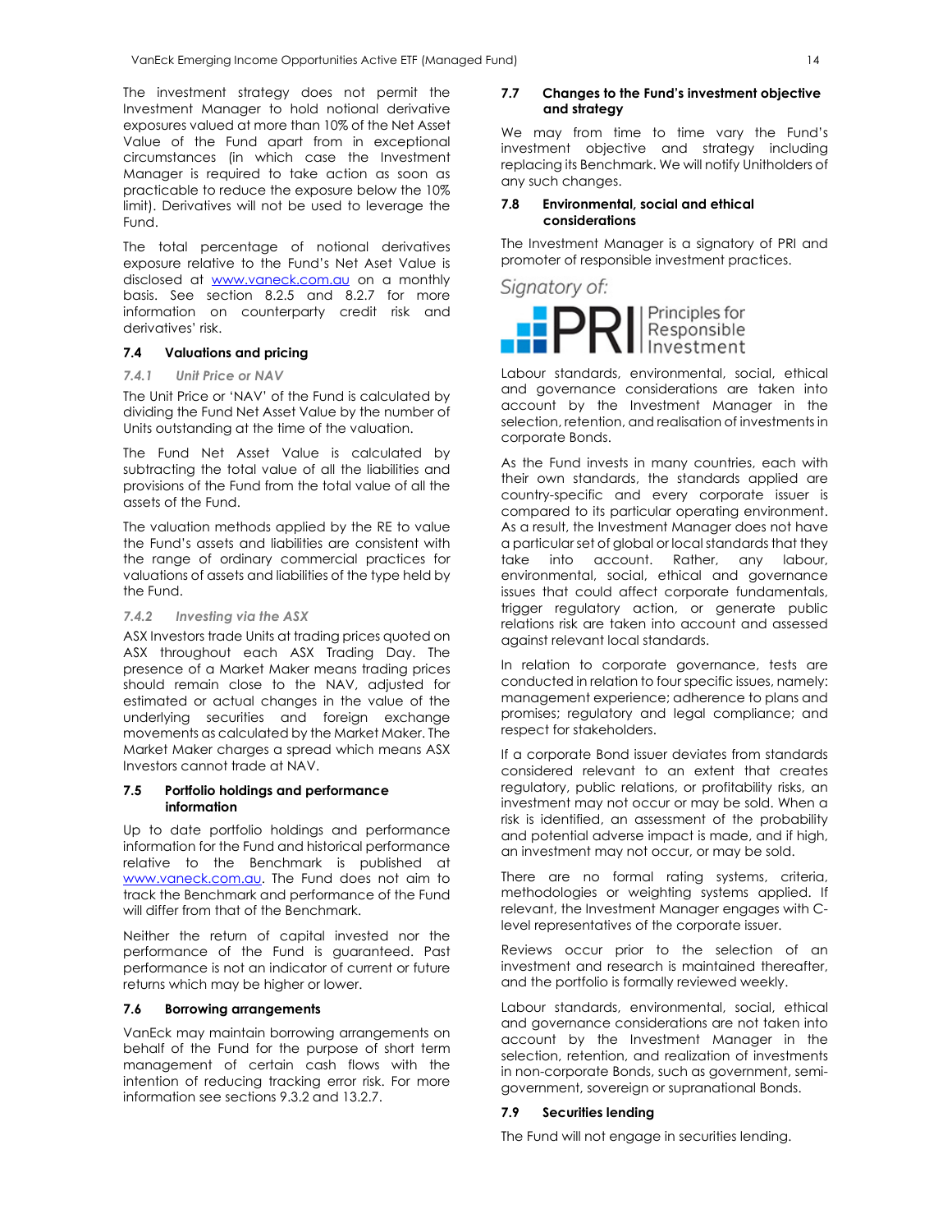The investment strategy does not permit the Investment Manager to hold notional derivative exposures valued at more than 10% of the Net Asset Value of the Fund apart from in exceptional circumstances (in which case the Investment Manager is required to take action as soon as practicable to reduce the exposure below the 10% limit). Derivatives will not be used to leverage the Fund.

The total percentage of notional derivatives exposure relative to the Fund's Net Aset Value is disclosed at www.vaneck.com.au on a monthly basis. See section 8.2.5 and 8.2.7 for more information on counterparty credit risk and derivatives' risk.

### 7.4 Valuations and pricing

#### *7.4.1 Unit Price or NAV*

The Unit Price or 'NAV' of the Fund is calculated by dividing the Fund Net Asset Value by the number of Units outstanding at the time of the valuation.

The Fund Net Asset Value is calculated by subtracting the total value of all the liabilities and provisions of the Fund from the total value of all the assets of the Fund.

The valuation methods applied by the RE to value the Fund's assets and liabilities are consistent with the range of ordinary commercial practices for valuations of assets and liabilities of the type held by the Fund.

#### *7.4.2 Investing via the ASX*

ASX Investors trade Units at trading prices quoted on ASX throughout each ASX Trading Day. The presence of a Market Maker means trading prices should remain close to the NAV, adjusted for estimated or actual changes in the value of the underlying securities and foreign exchange movements as calculated by the Market Maker. The Market Maker charges a spread which means ASX Investors cannot trade at NAV.

### 7.5 Portfolio holdings and performance information

Up to date portfolio holdings and performance information for the Fund and historical performance relative to the Benchmark is published at www.vaneck.com.au. The Fund does not aim to track the Benchmark and performance of the Fund will differ from that of the Benchmark.

Neither the return of capital invested nor the performance of the Fund is guaranteed. Past performance is not an indicator of current or future returns which may be higher or lower.

### 7.6 Borrowing arrangements

VanEck may maintain borrowing arrangements on behalf of the Fund for the purpose of short term management of certain cash flows with the intention of reducing tracking error risk. For more information see sections 9.3.2 and 13.2.7.

### 7.7 Changes to the Fund's investment objective and strategy

We may from time to time vary the Fund's investment objective and strategy including replacing its Benchmark. We will notify Unitholders of any such changes.

### 7.8 Environmental, social and ethical considerations

The Investment Manager is a signatory of PRI and promoter of responsible investment practices.

*Signatory of:*

PRI Principles for Responsible Investment

Labour standards, environmental, social, ethical and governance considerations are taken into account by the Investment Manager in the selection, retention, and realisation of investments in corporate Bonds.

As the Fund invests in many countries, each with their own standards, the standards applied are country-specific and every corporate issuer is compared to its particular operating environment. As a result, the Investment Manager does not have a particular set of global or local standards that they take into account. Rather, any labour, environmental, social, ethical and governance issues that could affect corporate fundamentals, trigger regulatory action, or generate public relations risk are taken into account and assessed against relevant local standards.

In relation to corporate governance, tests are conducted in relation to four specific issues, namely: management experience; adherence to plans and promises; regulatory and legal compliance; and respect for stakeholders.

If a corporate Bond issuer deviates from standards considered relevant to an extent that creates regulatory, public relations, or profitability risks, an investment may not occur or may be sold. When a risk is identified, an assessment of the probability and potential adverse impact is made, and if high, an investment may not occur, or may be sold.

There are no formal rating systems, criteria, methodologies or weighting systems applied. If relevant, the Investment Manager engages with C-level representatives of the corporate issuer.

Reviews occur prior to the selection of an investment and research is maintained thereafter, and the portfolio is formally reviewed weekly.

Labour standards, environmental, social, ethical and governance considerations are not taken into account by the Investment Manager in the selection, retention, and realization of investments in non-corporate Bonds, such as government, semi-government, sovereign or supranational Bonds.

### 7.9 Securities lending

The Fund will not engage in securities lending.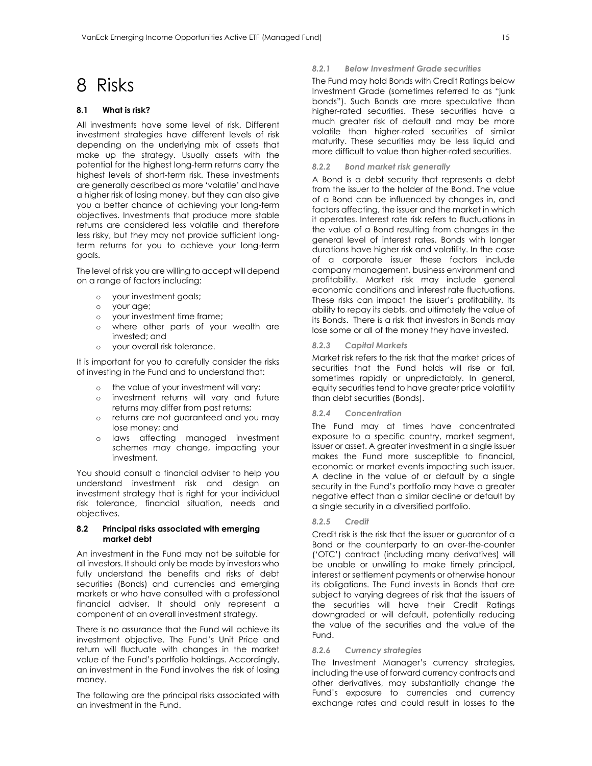# 8 Risks

### 8.1 What is risk?

All investments have some level of risk. Different investment strategies have different levels of risk depending on the underlying mix of assets that make up the strategy. Usually assets with the potential for the highest long-term returns carry the highest levels of short-term risk. These investments are generally described as more 'volatile' and have a higher risk of losing money, but they can also give you a better chance of achieving your long-term objectives. Investments that produce more stable returns are considered less volatile and therefore less risky, but they may not provide sufficient long-term returns for you to achieve your long-term goals.

The level of risk you are willing to accept will depend on a range of factors including:

- your investment goals;
- your age;
- your investment time frame;
- where other parts of your wealth are invested; and
- your overall risk tolerance.

It is important for you to carefully consider the risks of investing in the Fund and to understand that:

- the value of your investment will vary;
- investment returns will vary and future returns may differ from past returns;
- returns are not guaranteed and you may lose money; and
- laws affecting managed investment schemes may change, impacting your investment.

You should consult a financial adviser to help you understand investment risk and design an investment strategy that is right for your individual risk tolerance, financial situation, needs and objectives.

### 8.2 Principal risks associated with emerging market debt

An investment in the Fund may not be suitable for all investors. It should only be made by investors who fully understand the benefits and risks of debt securities (Bonds) and currencies and emerging markets or who have consulted with a professional financial adviser. It should only represent a component of an overall investment strategy.

There is no assurance that the Fund will achieve its investment objective. The Fund's Unit Price and return will fluctuate with changes in the market value of the Fund's portfolio holdings. Accordingly, an investment in the Fund involves the risk of losing money.

The following are the principal risks associated with an investment in the Fund.

#### *8.2.1 Below Investment Grade securities*

The Fund may hold Bonds with Credit Ratings below Investment Grade (sometimes referred to as "junk bonds"). Such Bonds are more speculative than higher-rated securities. These securities have a much greater risk of default and may be more volatile than higher-rated securities of similar maturity. These securities may be less liquid and more difficult to value than higher-rated securities.

#### *8.2.2 Bond market risk generally*

A Bond is a debt security that represents a debt from the issuer to the holder of the Bond. The value of a Bond can be influenced by changes in, and factors affecting, the issuer and the market in which it operates. Interest rate risk refers to fluctuations in the value of a Bond resulting from changes in the general level of interest rates. Bonds with longer durations have higher risk and volatility. In the case of a corporate issuer these factors include company management, business environment and profitability. Market risk may include general economic conditions and interest rate fluctuations. These risks can impact the issuer's profitability, its ability to repay its debts, and ultimately the value of its Bonds. There is a risk that investors in Bonds may lose some or all of the money they have invested.

#### *8.2.3 Capital Markets*

Market risk refers to the risk that the market prices of securities that the Fund holds will rise or fall, sometimes rapidly or unpredictably. In general, equity securities tend to have greater price volatility than debt securities (Bonds).

#### *8.2.4 Concentration*

The Fund may at times have concentrated exposure to a specific country, market segment, issuer or asset. A greater investment in a single issuer makes the Fund more susceptible to financial, economic or market events impacting such issuer. A decline in the value of or default by a single security in the Fund's portfolio may have a greater negative effect than a similar decline or default by a single security in a diversified portfolio.

#### *8.2.5 Credit*

Credit risk is the risk that the issuer or guarantor of a Bond or the counterparty to an over-the-counter ('OTC') contract (including many derivatives) will be unable or unwilling to make timely principal, interest or settlement payments or otherwise honour its obligations. The Fund invests in Bonds that are subject to varying degrees of risk that the issuers of the securities will have their Credit Ratings downgraded or will default, potentially reducing the value of the securities and the value of the Fund.

#### *8.2.6 Currency strategies*

The Investment Manager's currency strategies, including the use of forward currency contracts and other derivatives, may substantially change the Fund's exposure to currencies and currency exchange rates and could result in losses to the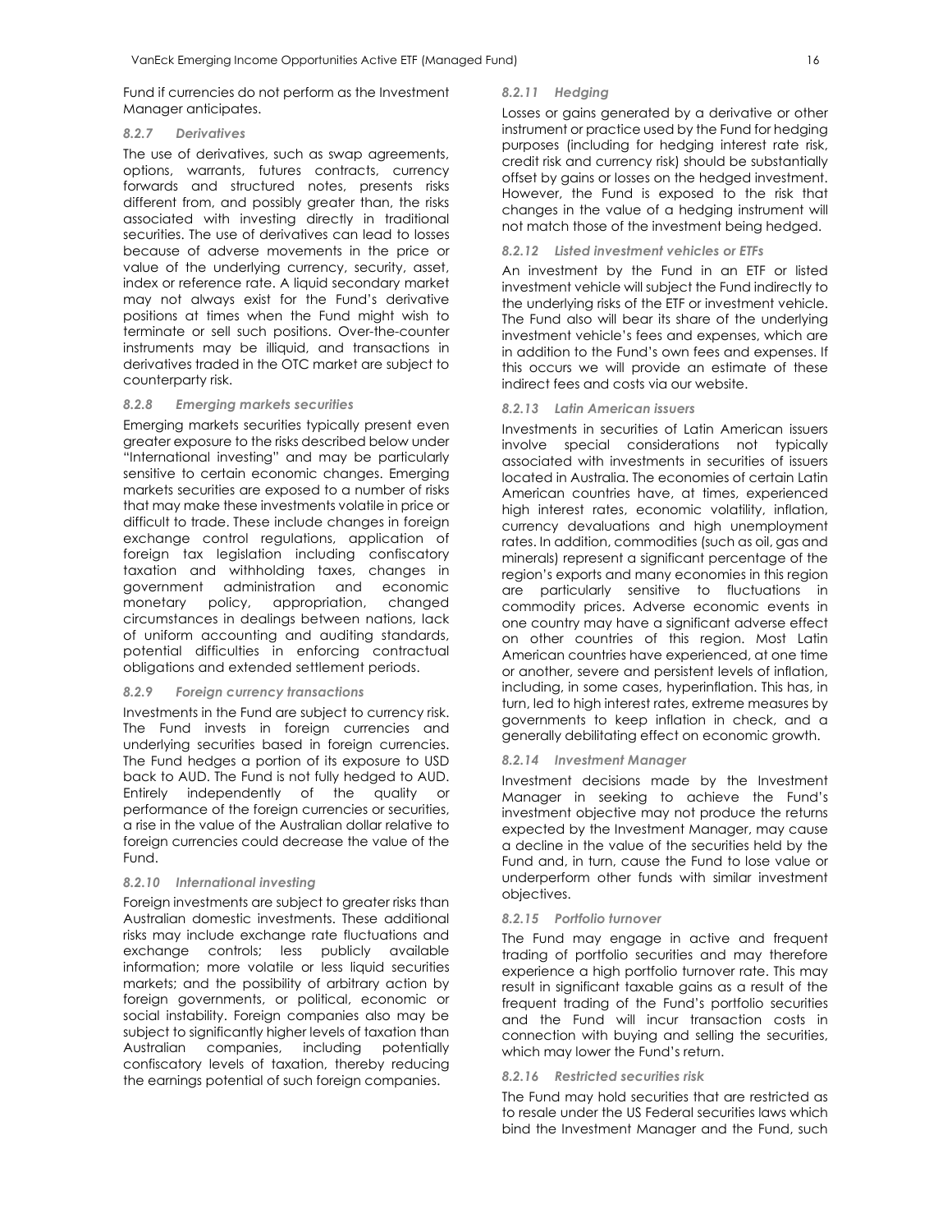Fund if currencies do not perform as the Investment Manager anticipates.

#### *8.2.7 Derivatives*

The use of derivatives, such as swap agreements, options, warrants, futures contracts, currency forwards and structured notes, presents risks different from, and possibly greater than, the risks associated with investing directly in traditional securities. The use of derivatives can lead to losses because of adverse movements in the price or value of the underlying currency, security, asset, index or reference rate. A liquid secondary market may not always exist for the Fund's derivative positions at times when the Fund might wish to terminate or sell such positions. Over-the-counter instruments may be illiquid, and transactions in derivatives traded in the OTC market are subject to counterparty risk.

#### *8.2.8 Emerging markets securities*

Emerging markets securities typically present even greater exposure to the risks described below under "International investing" and may be particularly sensitive to certain economic changes. Emerging markets securities are exposed to a number of risks that may make these investments volatile in price or difficult to trade. These include changes in foreign exchange control regulations, application of foreign tax legislation including confiscatory taxation and withholding taxes, changes in government administration and economic monetary policy, appropriation, changed circumstances in dealings between nations, lack of uniform accounting and auditing standards, potential difficulties in enforcing contractual obligations and extended settlement periods.

#### *8.2.9 Foreign currency transactions*

Investments in the Fund are subject to currency risk. The Fund invests in foreign currencies and underlying securities based in foreign currencies. The Fund hedges a portion of its exposure to USD back to AUD. The Fund is not fully hedged to AUD. Entirely independently of the quality or performance of the foreign currencies or securities, a rise in the value of the Australian dollar relative to foreign currencies could decrease the value of the Fund.

#### *8.2.10 International investing*

Foreign investments are subject to greater risks than Australian domestic investments. These additional risks may include exchange rate fluctuations and exchange controls; less publicly available information; more volatile or less liquid securities markets; and the possibility of arbitrary action by foreign governments, or political, economic or social instability. Foreign companies also may be subject to significantly higher levels of taxation than Australian companies, including potentially confiscatory levels of taxation, thereby reducing the earnings potential of such foreign companies.

#### *8.2.11 Hedging*

Losses or gains generated by a derivative or other instrument or practice used by the Fund for hedging purposes (including for hedging interest rate risk, credit risk and currency risk) should be substantially offset by gains or losses on the hedged investment. However, the Fund is exposed to the risk that changes in the value of a hedging instrument will not match those of the investment being hedged.

#### *8.2.12 Listed investment vehicles or ETFs*

An investment by the Fund in an ETF or listed investment vehicle will subject the Fund indirectly to the underlying risks of the ETF or investment vehicle. The Fund also will bear its share of the underlying investment vehicle's fees and expenses, which are in addition to the Fund's own fees and expenses. If this occurs we will provide an estimate of these indirect fees and costs via our website.

#### *8.2.13 Latin American issuers*

Investments in securities of Latin American issuers involve special considerations not typically associated with investments in securities of issuers located in Australia. The economies of certain Latin American countries have, at times, experienced high interest rates, economic volatility, inflation, currency devaluations and high unemployment rates. In addition, commodities (such as oil, gas and minerals) represent a significant percentage of the region's exports and many economies in this region are particularly sensitive to fluctuations in commodity prices. Adverse economic events in one country may have a significant adverse effect on other countries of this region. Most Latin American countries have experienced, at one time or another, severe and persistent levels of inflation, including, in some cases, hyperinflation. This has, in turn, led to high interest rates, extreme measures by governments to keep inflation in check, and a generally debilitating effect on economic growth.

#### *8.2.14 Investment Manager*

Investment decisions made by the Investment Manager in seeking to achieve the Fund's investment objective may not produce the returns expected by the Investment Manager, may cause a decline in the value of the securities held by the Fund and, in turn, cause the Fund to lose value or underperform other funds with similar investment objectives.

#### *8.2.15 Portfolio turnover*

The Fund may engage in active and frequent trading of portfolio securities and may therefore experience a high portfolio turnover rate. This may result in significant taxable gains as a result of the frequent trading of the Fund's portfolio securities and the Fund will incur transaction costs in connection with buying and selling the securities, which may lower the Fund's return.

#### *8.2.16 Restricted securities risk*

The Fund may hold securities that are restricted as to resale under the US Federal securities laws which bind the Investment Manager and the Fund, such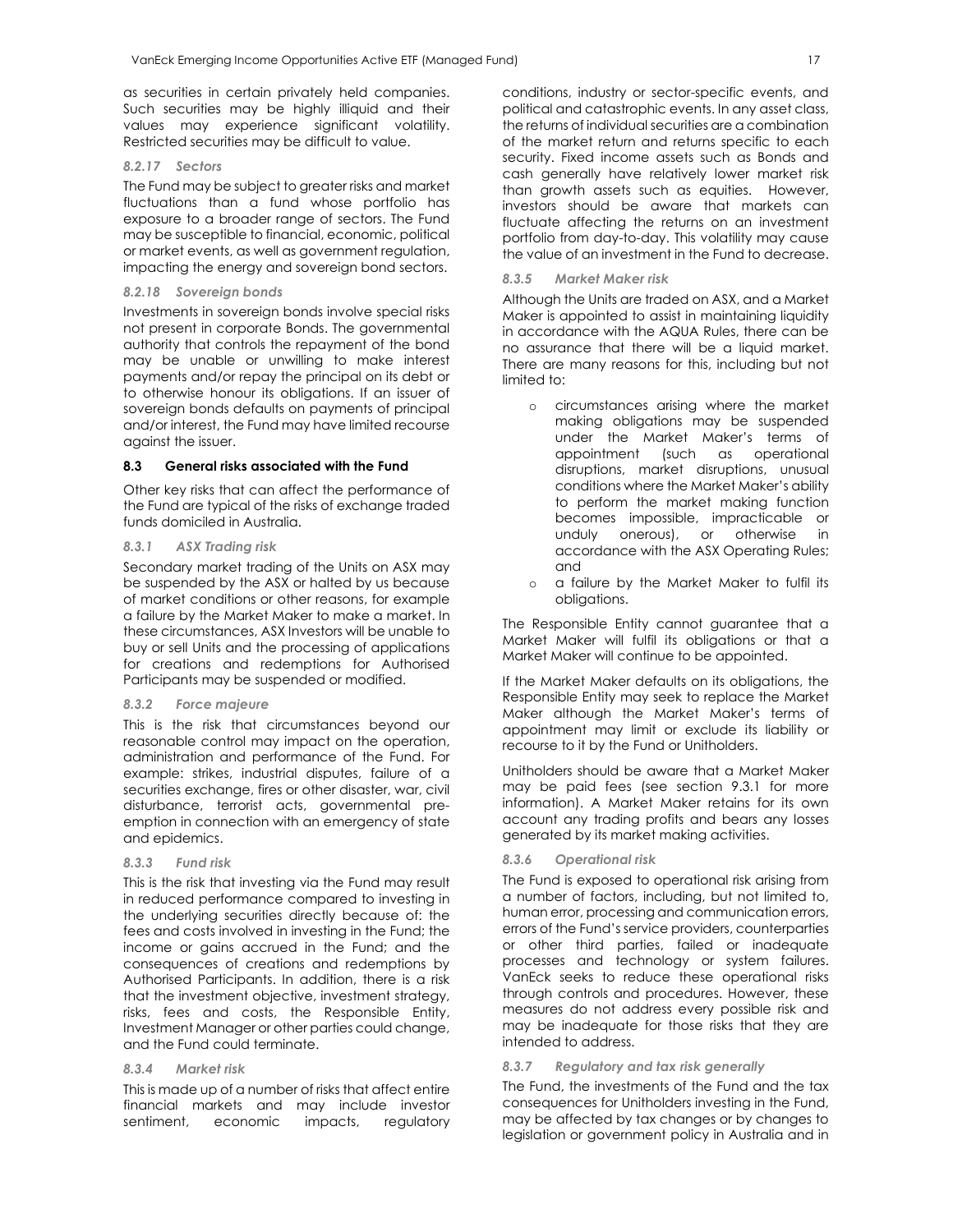as securities in certain privately held companies. Such securities may be highly illiquid and their values may experience significant volatility. Restricted securities may be difficult to value.

#### *8.2.17 Sectors*

The Fund may be subject to greater risks and market fluctuations than a fund whose portfolio has exposure to a broader range of sectors. The Fund may be susceptible to financial, economic, political or market events, as well as government regulation, impacting the energy and sovereign bond sectors.

#### *8.2.18 Sovereign bonds*

Investments in sovereign bonds involve special risks not present in corporate Bonds. The governmental authority that controls the repayment of the bond may be unable or unwilling to make interest payments and/or repay the principal on its debt or to otherwise honour its obligations. If an issuer of sovereign bonds defaults on payments of principal and/or interest, the Fund may have limited recourse against the issuer.

### 8.3 General risks associated with the Fund

Other key risks that can affect the performance of the Fund are typical of the risks of exchange traded funds domiciled in Australia.

#### *8.3.1 ASX Trading risk*

Secondary market trading of the Units on ASX may be suspended by the ASX or halted by us because of market conditions or other reasons, for example a failure by the Market Maker to make a market. In these circumstances, ASX Investors will be unable to buy or sell Units and the processing of applications for creations and redemptions for Authorised Participants may be suspended or modified.

#### *8.3.2 Force majeure*

This is the risk that circumstances beyond our reasonable control may impact on the operation, administration and performance of the Fund. For example: strikes, industrial disputes, failure of a securities exchange, fires or other disaster, war, civil disturbance, terrorist acts, governmental pre-emption in connection with an emergency of state and epidemics.

#### *8.3.3 Fund risk*

This is the risk that investing via the Fund may result in reduced performance compared to investing in the underlying securities directly because of: the fees and costs involved in investing in the Fund; the income or gains accrued in the Fund; and the consequences of creations and redemptions by Authorised Participants. In addition, there is a risk that the investment objective, investment strategy, risks, fees and costs, the Responsible Entity, Investment Manager or other parties could change, and the Fund could terminate.

#### *8.3.4 Market risk*

This is made up of a number of risks that affect entire financial markets and may include investor sentiment, economic impacts, regulatory conditions, industry or sector-specific events, and political and catastrophic events. In any asset class, the returns of individual securities are a combination of the market return and returns specific to each security. Fixed income assets such as Bonds and cash generally have relatively lower market risk than growth assets such as equities. However, investors should be aware that markets can fluctuate affecting the returns on an investment portfolio from day-to-day. This volatility may cause the value of an investment in the Fund to decrease.

#### *8.3.5 Market Maker risk*

Although the Units are traded on ASX, and a Market Maker is appointed to assist in maintaining liquidity in accordance with the AQUA Rules, there can be no assurance that there will be a liquid market. There are many reasons for this, including but not limited to:

- circumstances arising where the market making obligations may be suspended under the Market Maker's terms of appointment (such as operational disruptions, market disruptions, unusual conditions where the Market Maker's ability to perform the market making function becomes impossible, impracticable or unduly onerous), or otherwise in accordance with the ASX Operating Rules; and
- a failure by the Market Maker to fulfil its obligations.

The Responsible Entity cannot guarantee that a Market Maker will fulfil its obligations or that a Market Maker will continue to be appointed.

If the Market Maker defaults on its obligations, the Responsible Entity may seek to replace the Market Maker although the Market Maker's terms of appointment may limit or exclude its liability or recourse to it by the Fund or Unitholders.

Unitholders should be aware that a Market Maker may be paid fees (see section 9.3.1 for more information). A Market Maker retains for its own account any trading profits and bears any losses generated by its market making activities.

#### *8.3.6 Operational risk*

The Fund is exposed to operational risk arising from a number of factors, including, but not limited to, human error, processing and communication errors, errors of the Fund's service providers, counterparties or other third parties, failed or inadequate processes and technology or system failures. VanEck seeks to reduce these operational risks through controls and procedures. However, these measures do not address every possible risk and may be inadequate for those risks that they are intended to address.

#### *8.3.7 Regulatory and tax risk generally*

The Fund, the investments of the Fund and the tax consequences for Unitholders investing in the Fund, may be affected by tax changes or by changes to legislation or government policy in Australia and in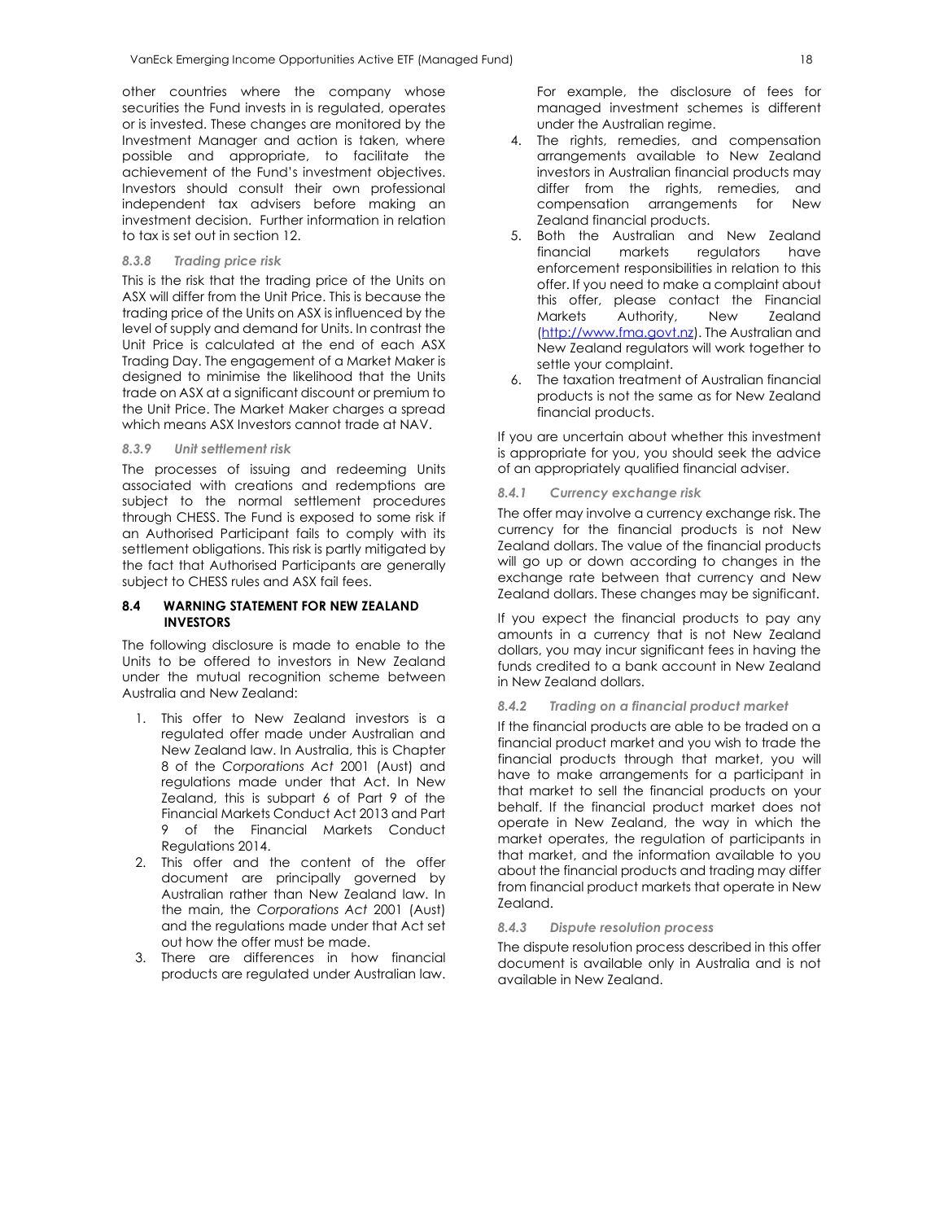other countries where the company whose securities the Fund invests in is regulated, operates or is invested. These changes are monitored by the Investment Manager and action is taken, where possible and appropriate, to facilitate the achievement of the Fund's investment objectives. Investors should consult their own professional independent tax advisers before making an investment decision. Further information in relation to tax is set out in section 12.

#### *8.3.8 Trading price risk*

This is the risk that the trading price of the Units on ASX will differ from the Unit Price. This is because the trading price of the Units on ASX is influenced by the level of supply and demand for Units. In contrast the Unit Price is calculated at the end of each ASX Trading Day. The engagement of a Market Maker is designed to minimise the likelihood that the Units trade on ASX at a significant discount or premium to the Unit Price. The Market Maker charges a spread which means ASX Investors cannot trade at NAV.

#### *8.3.9 Unit settlement risk*

The processes of issuing and redeeming Units associated with creations and redemptions are subject to the normal settlement procedures through CHESS. The Fund is exposed to some risk if an Authorised Participant fails to comply with its settlement obligations. This risk is partly mitigated by the fact that Authorised Participants are generally subject to CHESS rules and ASX fail fees.

### 8.4 WARNING STATEMENT FOR NEW ZEALAND INVESTORS

The following disclosure is made to enable to the Units to be offered to investors in New Zealand under the mutual recognition scheme between Australia and New Zealand:

1. This offer to New Zealand investors is a regulated offer made under Australian and New Zealand law. In Australia, this is Chapter 8 of the *Corporations Act* 2001 (Aust) and regulations made under that Act. In New Zealand, this is subpart 6 of Part 9 of the Financial Markets Conduct Act 2013 and Part 9 of the Financial Markets Conduct Regulations 2014.
2. This offer and the content of the offer document are principally governed by Australian rather than New Zealand law. In the main, the *Corporations Act* 2001 (Aust) and the regulations made under that Act set out how the offer must be made.
3. There are differences in how financial products are regulated under Australian law. For example, the disclosure of fees for managed investment schemes is different under the Australian regime.
4. The rights, remedies, and compensation arrangements available to New Zealand investors in Australian financial products may differ from the rights, remedies, and compensation arrangements for New Zealand financial products.
5. Both the Australian and New Zealand financial markets regulators have enforcement responsibilities in relation to this offer. If you need to make a complaint about this offer, please contact the Financial Markets Authority, New Zealand (http://www.fma.govt.nz). The Australian and New Zealand regulators will work together to settle your complaint.
6. The taxation treatment of Australian financial products is not the same as for New Zealand financial products.

If you are uncertain about whether this investment is appropriate for you, you should seek the advice of an appropriately qualified financial adviser.

#### *8.4.1 Currency exchange risk*

The offer may involve a currency exchange risk. The currency for the financial products is not New Zealand dollars. The value of the financial products will go up or down according to changes in the exchange rate between that currency and New Zealand dollars. These changes may be significant.

If you expect the financial products to pay any amounts in a currency that is not New Zealand dollars, you may incur significant fees in having the funds credited to a bank account in New Zealand in New Zealand dollars.

#### *8.4.2 Trading on a financial product market*

If the financial products are able to be traded on a financial product market and you wish to trade the financial products through that market, you will have to make arrangements for a participant in that market to sell the financial products on your behalf. If the financial product market does not operate in New Zealand, the way in which the market operates, the regulation of participants in that market, and the information available to you about the financial products and trading may differ from financial product markets that operate in New Zealand.

#### *8.4.3 Dispute resolution process*

The dispute resolution process described in this offer document is available only in Australia and is not available in New Zealand.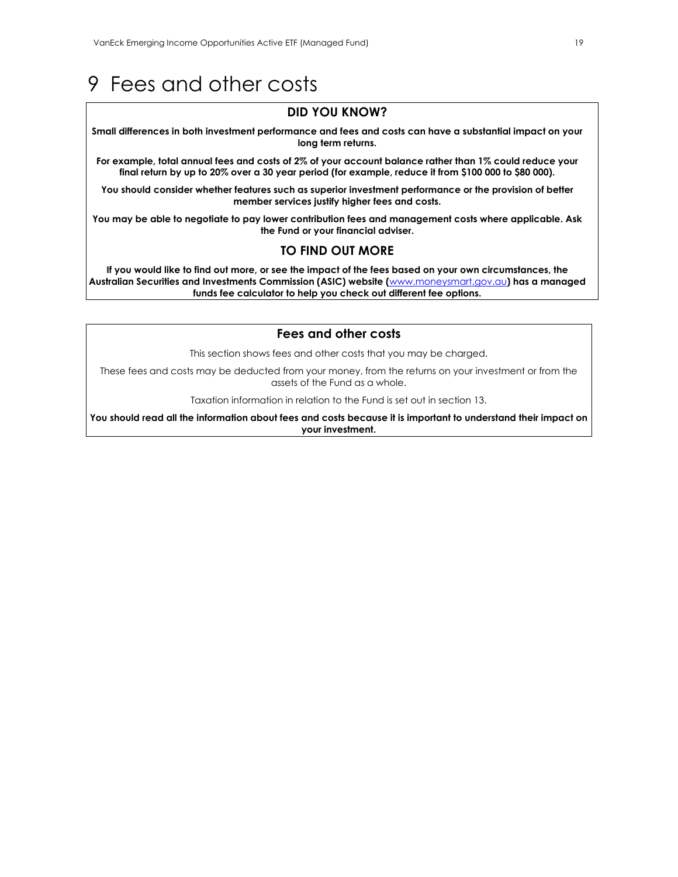# 9 Fees and other costs

### DID YOU KNOW?

**Small differences in both investment performance and fees and costs can have a substantial impact on your long term returns.**

**For example, total annual fees and costs of 2% of your account balance rather than 1% could reduce your final return by up to 20% over a 30 year period (for example, reduce it from $100 000 to $80 000).**

**You should consider whether features such as superior investment performance or the provision of better member services justify higher fees and costs.**

**You may be able to negotiate to pay lower contribution fees and management costs where applicable. Ask the Fund or your financial adviser.**

### TO FIND OUT MORE

**If you would like to find out more, or see the impact of the fees based on your own circumstances, the Australian Securities and Investments Commission (ASIC) website (**[www.moneysmart.gov.au](http://www.moneysmart.gov.au)**) has a managed funds fee calculator to help you check out different fee options.**

### Fees and other costs

This section shows fees and other costs that you may be charged.

These fees and costs may be deducted from your money, from the returns on your investment or from the assets of the Fund as a whole.

Taxation information in relation to the Fund is set out in section 13.

**You should read all the information about fees and costs because it is important to understand their impact on your investment.**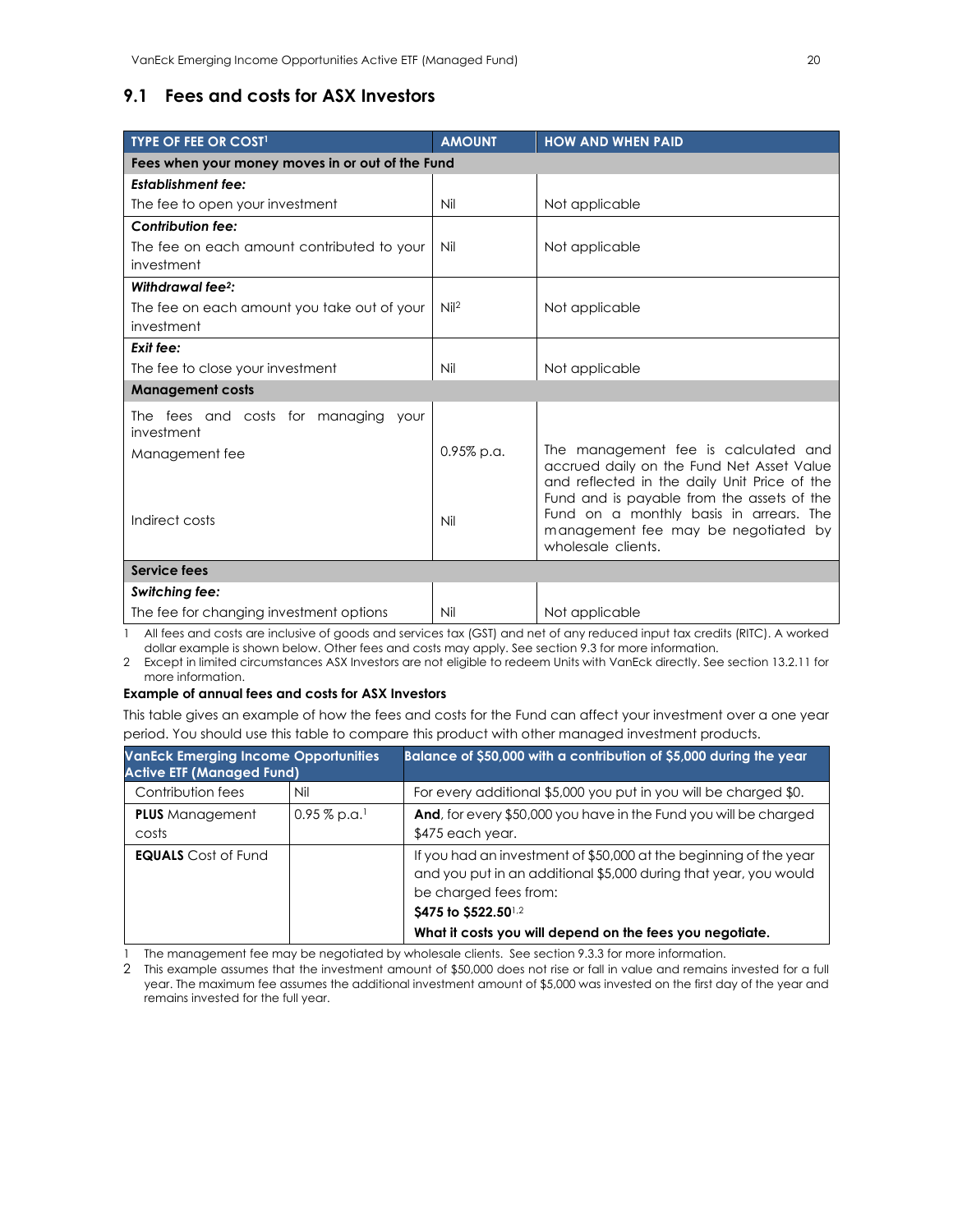## 9.1 Fees and costs for ASX Investors

| TYPE OF FEE OR COST[1] | AMOUNT | HOW AND WHEN PAID |
|---|---|---|
| **Fees when your money moves in or out of the Fund** | | |
| ***Establishment fee:*** The fee to open your investment | Nil | Not applicable |
| ***Contribution fee:*** The fee on each amount contributed to your investment | Nil | Not applicable |
| ***Withdrawal fee[2]:*** The fee on each amount you take out of your investment | Nil[2] | Not applicable |
| ***Exit fee:*** The fee to close your investment | Nil | Not applicable |
| **Management costs** | | |
| The fees and costs for managing your investment | | |
| Management fee | 0.95% p.a. | The management fee is calculated and accrued daily on the Fund Net Asset Value and reflected in the daily Unit Price of the Fund and is payable from the assets of the Fund on a monthly basis in arrears. The management fee may be negotiated by wholesale clients. |
| Indirect costs | Nil | |
| **Service fees** | | |
| ***Switching fee:*** The fee for changing investment options | Nil | Not applicable |

1 All fees and costs are inclusive of goods and services tax (GST) and net of any reduced input tax credits (RITC). A worked dollar example is shown below. Other fees and costs may apply. See section 9.3 for more information.

2 Except in limited circumstances ASX Investors are not eligible to redeem Units with VanEck directly. See section 13.2.11 for more information.

**Example of annual fees and costs for ASX Investors**

This table gives an example of how the fees and costs for the Fund can affect your investment over a one year period. You should use this table to compare this product with other managed investment products.

| VanEck Emerging Income Opportunities Active ETF (Managed Fund) | | Balance of $50,000 with a contribution of $5,000 during the year |
|---|---|---|
| Contribution fees | Nil | For every additional $5,000 you put in you will be charged $0. |
| **PLUS** Management costs | 0.95 % p.a.[1] | **And**, for every $50,000 you have in the Fund you will be charged $475 each year. |
| **EQUALS** Cost of Fund | | If you had an investment of $50,000 at the beginning of the year and you put in an additional $5,000 during that year, you would be charged fees from: **$475 to $522.50**[1,2] **What it costs you will depend on the fees you negotiate.** |

1 The management fee may be negotiated by wholesale clients. See section 9.3.3 for more information.

2 This example assumes that the investment amount of $50,000 does not rise or fall in value and remains invested for a full year. The maximum fee assumes the additional investment amount of $5,000 was invested on the first day of the year and remains invested for the full year.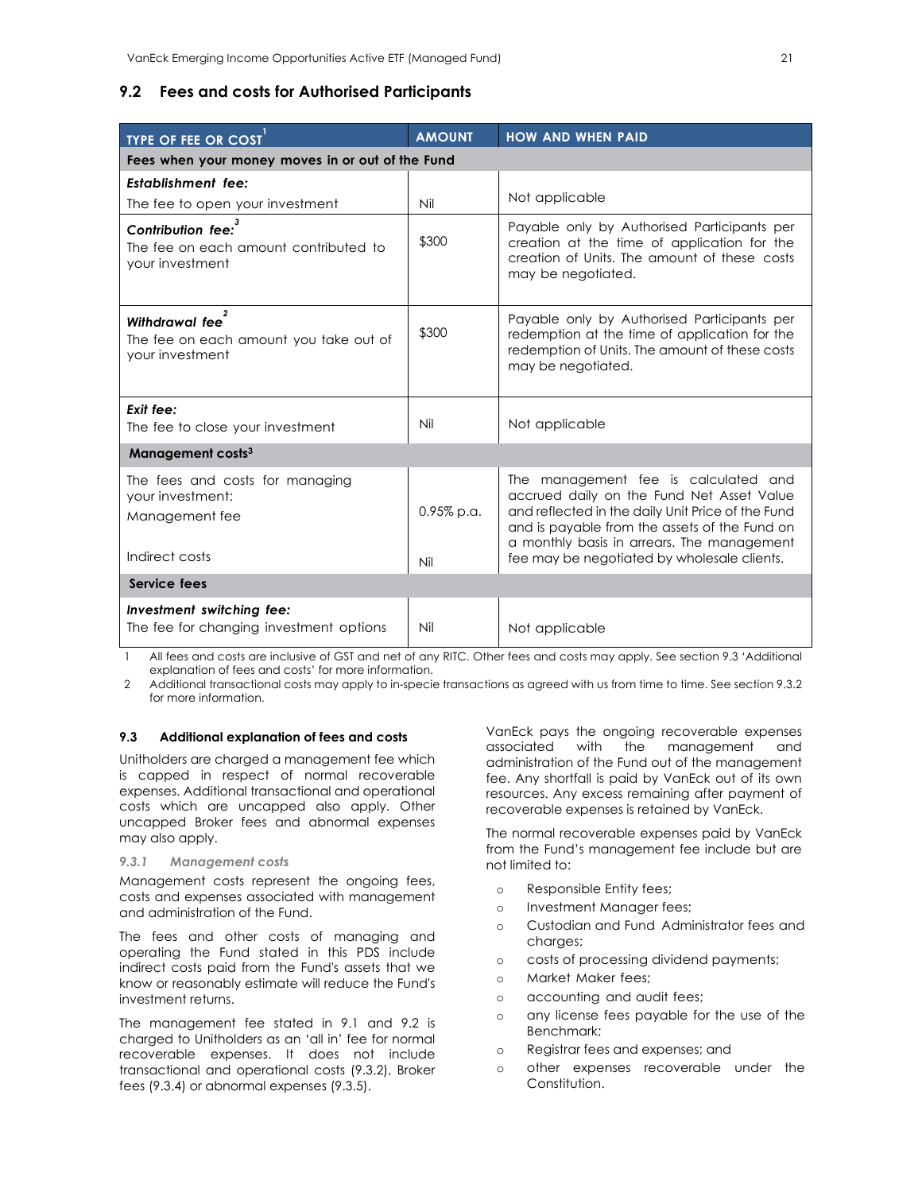## 9.2 Fees and costs for Authorised Participants

| TYPE OF FEE OR COST[1] | AMOUNT | HOW AND WHEN PAID |
|---|---|---|
| **Fees when your money moves in or out of the Fund** | | |
| ***Establishment fee:*** The fee to open your investment | Nil | Not applicable |
| ***Contribution fee:***[3] The fee on each amount contributed to your investment | $300 | Payable only by Authorised Participants per creation at the time of application for the creation of Units. The amount of these costs may be negotiated. |
| ***Withdrawal fee***[2] The fee on each amount you take out of your investment | $300 | Payable only by Authorised Participants per redemption at the time of application for the redemption of Units. The amount of these costs may be negotiated. |
| ***Exit fee:*** The fee to close your investment | Nil | Not applicable |
| **Management costs**[3] | | |
| The fees and costs for managing your investment: Management fee | 0.95% p.a. | The management fee is calculated and accrued daily on the Fund Net Asset Value and reflected in the daily Unit Price of the Fund and is payable from the assets of the Fund on a monthly basis in arrears. The management fee may be negotiated by wholesale clients. |
| Indirect costs | Nil | |
| **Service fees** | | |
| ***Investment switching fee:*** The fee for changing investment options | Nil | Not applicable |

1 All fees and costs are inclusive of GST and net of any RITC. Other fees and costs may apply. See section 9.3 'Additional explanation of fees and costs' for more information.

2 Additional transactional costs may apply to in-specie transactions as agreed with us from time to time. See section 9.3.2 for more information.

### 9.3 Additional explanation of fees and costs

Unitholders are charged a management fee which is capped in respect of normal recoverable expenses. Additional transactional and operational costs which are uncapped also apply. Other uncapped Broker fees and abnormal expenses may also apply.

#### *9.3.1 Management costs*

Management costs represent the ongoing fees, costs and expenses associated with management and administration of the Fund.

The fees and other costs of managing and operating the Fund stated in this PDS include indirect costs paid from the Fund's assets that we know or reasonably estimate will reduce the Fund's investment returns.

The management fee stated in 9.1 and 9.2 is charged to Unitholders as an 'all in' fee for normal recoverable expenses. It does not include transactional and operational costs (9.3.2), Broker fees (9.3.4) or abnormal expenses (9.3.5).

VanEck pays the ongoing recoverable expenses associated with the management and administration of the Fund out of the management fee. Any shortfall is paid by VanEck out of its own resources. Any excess remaining after payment of recoverable expenses is retained by VanEck.

The normal recoverable expenses paid by VanEck from the Fund's management fee include but are not limited to:

- Responsible Entity fees;
- Investment Manager fees;
- Custodian and Fund Administrator fees and charges;
- costs of processing dividend payments;
- Market Maker fees;
- accounting and audit fees;
- any license fees payable for the use of the Benchmark;
- Registrar fees and expenses; and
- other expenses recoverable under the Constitution.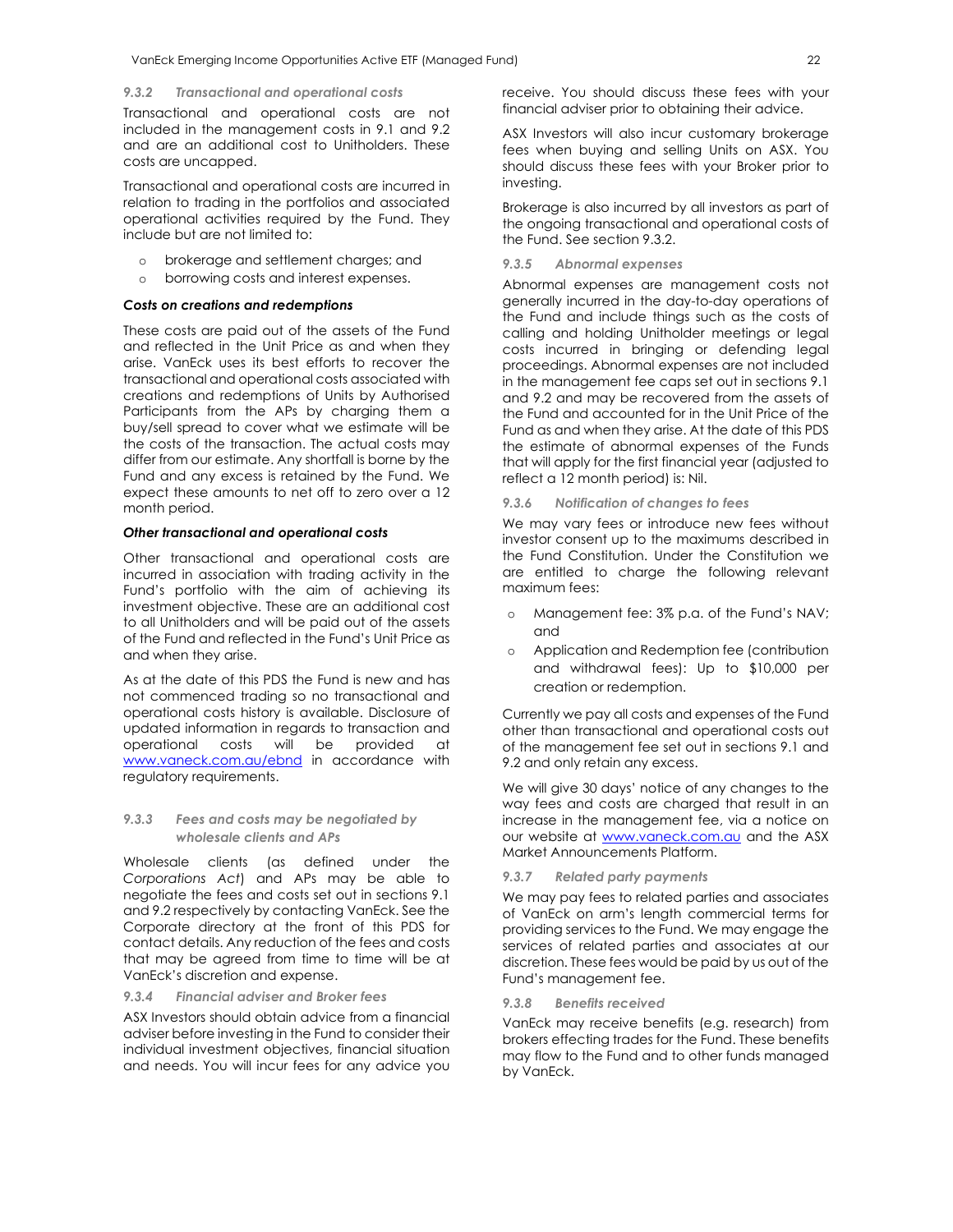### *9.3.2 Transactional and operational costs*

Transactional and operational costs are not included in the management costs in 9.1 and 9.2 and are an additional cost to Unitholders. These costs are uncapped.

Transactional and operational costs are incurred in relation to trading in the portfolios and associated operational activities required by the Fund. They include but are not limited to:

- brokerage and settlement charges; and
- borrowing costs and interest expenses.

***Costs on creations and redemptions***

These costs are paid out of the assets of the Fund and reflected in the Unit Price as and when they arise. VanEck uses its best efforts to recover the transactional and operational costs associated with creations and redemptions of Units by Authorised Participants from the APs by charging them a buy/sell spread to cover what we estimate will be the costs of the transaction. The actual costs may differ from our estimate. Any shortfall is borne by the Fund and any excess is retained by the Fund. We expect these amounts to net off to zero over a 12 month period.

***Other transactional and operational costs***

Other transactional and operational costs are incurred in association with trading activity in the Fund's portfolio with the aim of achieving its investment objective. These are an additional cost to all Unitholders and will be paid out of the assets of the Fund and reflected in the Fund's Unit Price as and when they arise.

As at the date of this PDS the Fund is new and has not commenced trading so no transactional and operational costs history is available. Disclosure of updated information in regards to transaction and operational costs will be provided at www.vaneck.com.au/ebnd in accordance with regulatory requirements.

### *9.3.3 Fees and costs may be negotiated by wholesale clients and APs*

Wholesale clients (as defined under the *Corporations Act*) and APs may be able to negotiate the fees and costs set out in sections 9.1 and 9.2 respectively by contacting VanEck. See the Corporate directory at the front of this PDS for contact details. Any reduction of the fees and costs that may be agreed from time to time will be at VanEck's discretion and expense.

### *9.3.4 Financial adviser and Broker fees*

ASX Investors should obtain advice from a financial adviser before investing in the Fund to consider their individual investment objectives, financial situation and needs. You will incur fees for any advice you receive. You should discuss these fees with your financial adviser prior to obtaining their advice.

ASX Investors will also incur customary brokerage fees when buying and selling Units on ASX. You should discuss these fees with your Broker prior to investing.

Brokerage is also incurred by all investors as part of the ongoing transactional and operational costs of the Fund. See section 9.3.2.

### *9.3.5 Abnormal expenses*

Abnormal expenses are management costs not generally incurred in the day-to-day operations of the Fund and include things such as the costs of calling and holding Unitholder meetings or legal costs incurred in bringing or defending legal proceedings. Abnormal expenses are not included in the management fee caps set out in sections 9.1 and 9.2 and may be recovered from the assets of the Fund and accounted for in the Unit Price of the Fund as and when they arise. At the date of this PDS the estimate of abnormal expenses of the Funds that will apply for the first financial year (adjusted to reflect a 12 month period) is: Nil.

### *9.3.6 Notification of changes to fees*

We may vary fees or introduce new fees without investor consent up to the maximums described in the Fund Constitution. Under the Constitution we are entitled to charge the following relevant maximum fees:

- Management fee: 3% p.a. of the Fund's NAV; and
- Application and Redemption fee (contribution and withdrawal fees): Up to $10,000 per creation or redemption.

Currently we pay all costs and expenses of the Fund other than transactional and operational costs out of the management fee set out in sections 9.1 and 9.2 and only retain any excess.

We will give 30 days' notice of any changes to the way fees and costs are charged that result in an increase in the management fee, via a notice on our website at www.vaneck.com.au and the ASX Market Announcements Platform.

### *9.3.7 Related party payments*

We may pay fees to related parties and associates of VanEck on arm's length commercial terms for providing services to the Fund. We may engage the services of related parties and associates at our discretion. These fees would be paid by us out of the Fund's management fee.

### *9.3.8 Benefits received*

VanEck may receive benefits (e.g. research) from brokers effecting trades for the Fund. These benefits may flow to the Fund and to other funds managed by VanEck.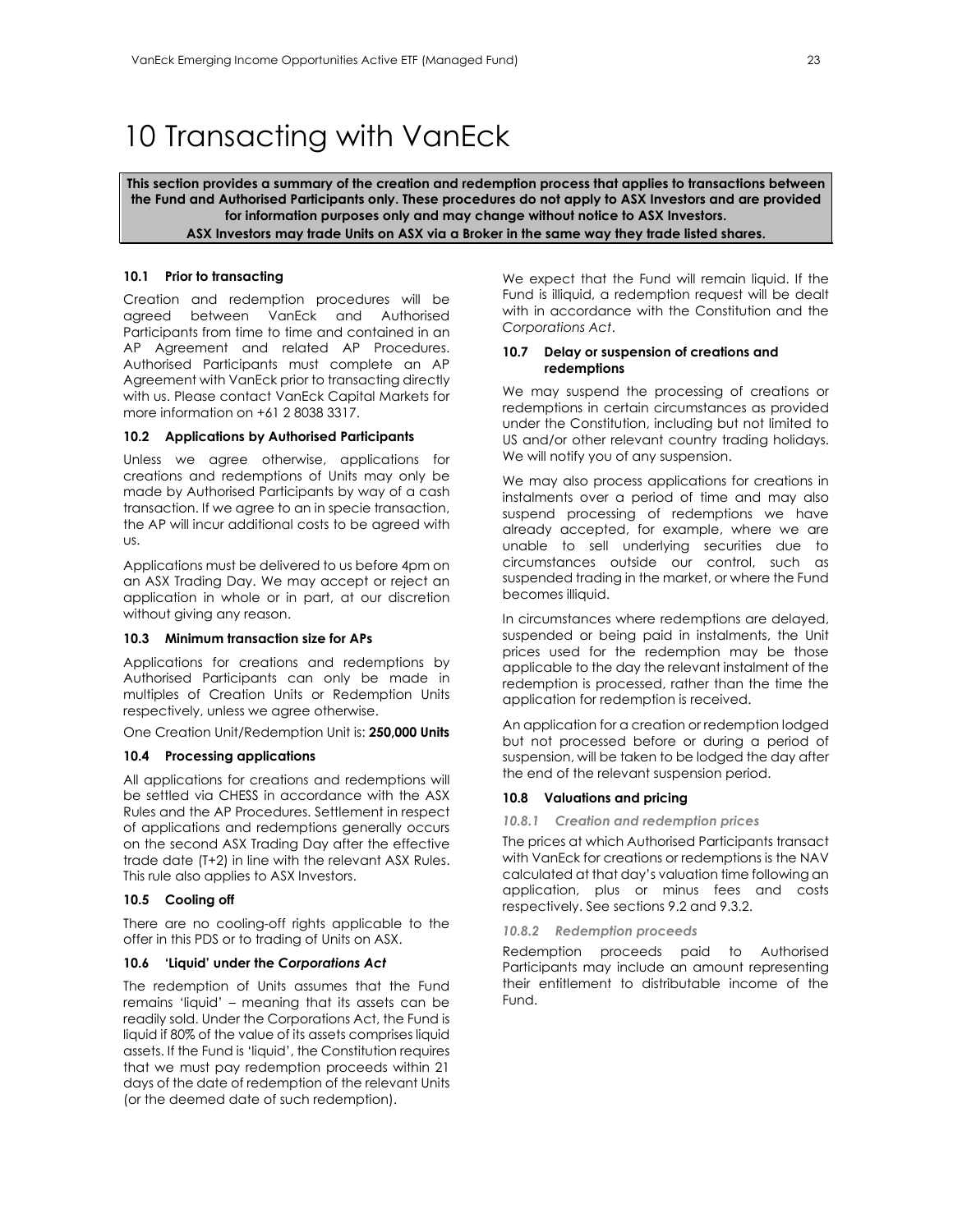# 10 Transacting with VanEck

**This section provides a summary of the creation and redemption process that applies to transactions between the Fund and Authorised Participants only. These procedures do not apply to ASX Investors and are provided for information purposes only and may change without notice to ASX Investors.**
**ASX Investors may trade Units on ASX via a Broker in the same way they trade listed shares.**

### 10.1 Prior to transacting

Creation and redemption procedures will be agreed between VanEck and Authorised Participants from time to time and contained in an AP Agreement and related AP Procedures. Authorised Participants must complete an AP Agreement with VanEck prior to transacting directly with us. Please contact VanEck Capital Markets for more information on +61 2 8038 3317.

### 10.2 Applications by Authorised Participants

Unless we agree otherwise, applications for creations and redemptions of Units may only be made by Authorised Participants by way of a cash transaction. If we agree to an in specie transaction, the AP will incur additional costs to be agreed with us.

Applications must be delivered to us before 4pm on an ASX Trading Day. We may accept or reject an application in whole or in part, at our discretion without giving any reason.

### 10.3 Minimum transaction size for APs

Applications for creations and redemptions by Authorised Participants can only be made in multiples of Creation Units or Redemption Units respectively, unless we agree otherwise.

One Creation Unit/Redemption Unit is: **250,000 Units**

### 10.4 Processing applications

All applications for creations and redemptions will be settled via CHESS in accordance with the ASX Rules and the AP Procedures. Settlement in respect of applications and redemptions generally occurs on the second ASX Trading Day after the effective trade date (T+2) in line with the relevant ASX Rules. This rule also applies to ASX Investors.

### 10.5 Cooling off

There are no cooling-off rights applicable to the offer in this PDS or to trading of Units on ASX.

### 10.6 'Liquid' under the *Corporations Act*

The redemption of Units assumes that the Fund remains 'liquid' – meaning that its assets can be readily sold. Under the Corporations Act, the Fund is liquid if 80% of the value of its assets comprises liquid assets. If the Fund is 'liquid', the Constitution requires that we must pay redemption proceeds within 21 days of the date of redemption of the relevant Units (or the deemed date of such redemption).

We expect that the Fund will remain liquid. If the Fund is illiquid, a redemption request will be dealt with in accordance with the Constitution and the *Corporations Act*.

### 10.7 Delay or suspension of creations and redemptions

We may suspend the processing of creations or redemptions in certain circumstances as provided under the Constitution, including but not limited to US and/or other relevant country trading holidays. We will notify you of any suspension.

We may also process applications for creations in instalments over a period of time and may also suspend processing of redemptions we have already accepted, for example, where we are unable to sell underlying securities due to circumstances outside our control, such as suspended trading in the market, or where the Fund becomes illiquid.

In circumstances where redemptions are delayed, suspended or being paid in instalments, the Unit prices used for the redemption may be those applicable to the day the relevant instalment of the redemption is processed, rather than the time the application for redemption is received.

An application for a creation or redemption lodged but not processed before or during a period of suspension, will be taken to be lodged the day after the end of the relevant suspension period.

### 10.8 Valuations and pricing

#### *10.8.1 Creation and redemption prices*

The prices at which Authorised Participants transact with VanEck for creations or redemptions is the NAV calculated at that day's valuation time following an application, plus or minus fees and costs respectively. See sections 9.2 and 9.3.2.

#### *10.8.2 Redemption proceeds*

Redemption proceeds paid to Authorised Participants may include an amount representing their entitlement to distributable income of the Fund.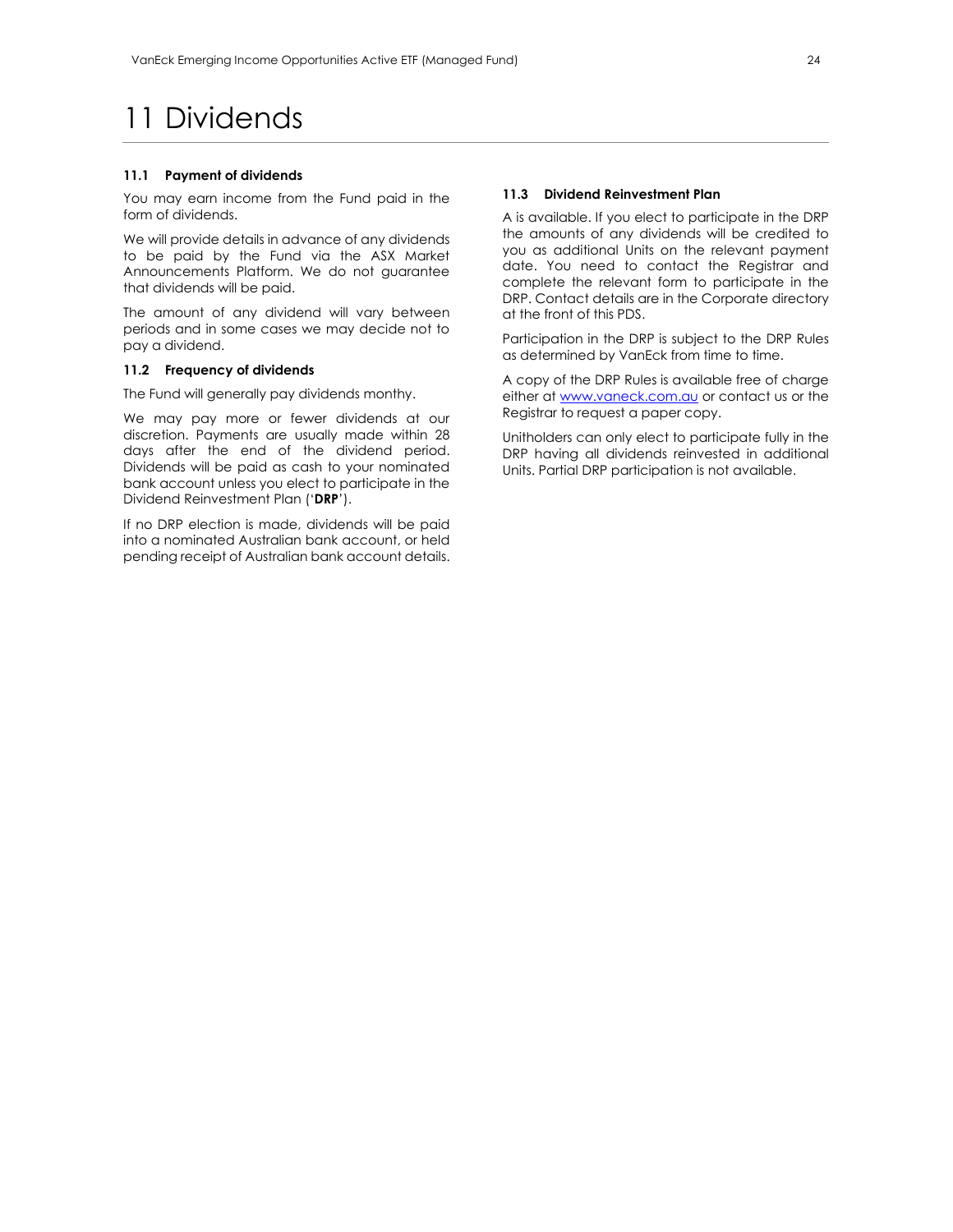# 11 Dividends

### 11.1 Payment of dividends

You may earn income from the Fund paid in the form of dividends.

We will provide details in advance of any dividends to be paid by the Fund via the ASX Market Announcements Platform. We do not guarantee that dividends will be paid.

The amount of any dividend will vary between periods and in some cases we may decide not to pay a dividend.

### 11.2 Frequency of dividends

The Fund will generally pay dividends monthy.

We may pay more or fewer dividends at our discretion. Payments are usually made within 28 days after the end of the dividend period. Dividends will be paid as cash to your nominated bank account unless you elect to participate in the Dividend Reinvestment Plan ('**DRP**').

If no DRP election is made, dividends will be paid into a nominated Australian bank account, or held pending receipt of Australian bank account details.

### 11.3 Dividend Reinvestment Plan

A is available. If you elect to participate in the DRP the amounts of any dividends will be credited to you as additional Units on the relevant payment date. You need to contact the Registrar and complete the relevant form to participate in the DRP. Contact details are in the Corporate directory at the front of this PDS.

Participation in the DRP is subject to the DRP Rules as determined by VanEck from time to time.

A copy of the DRP Rules is available free of charge either at www.vaneck.com.au or contact us or the Registrar to request a paper copy.

Unitholders can only elect to participate fully in the DRP having all dividends reinvested in additional Units. Partial DRP participation is not available.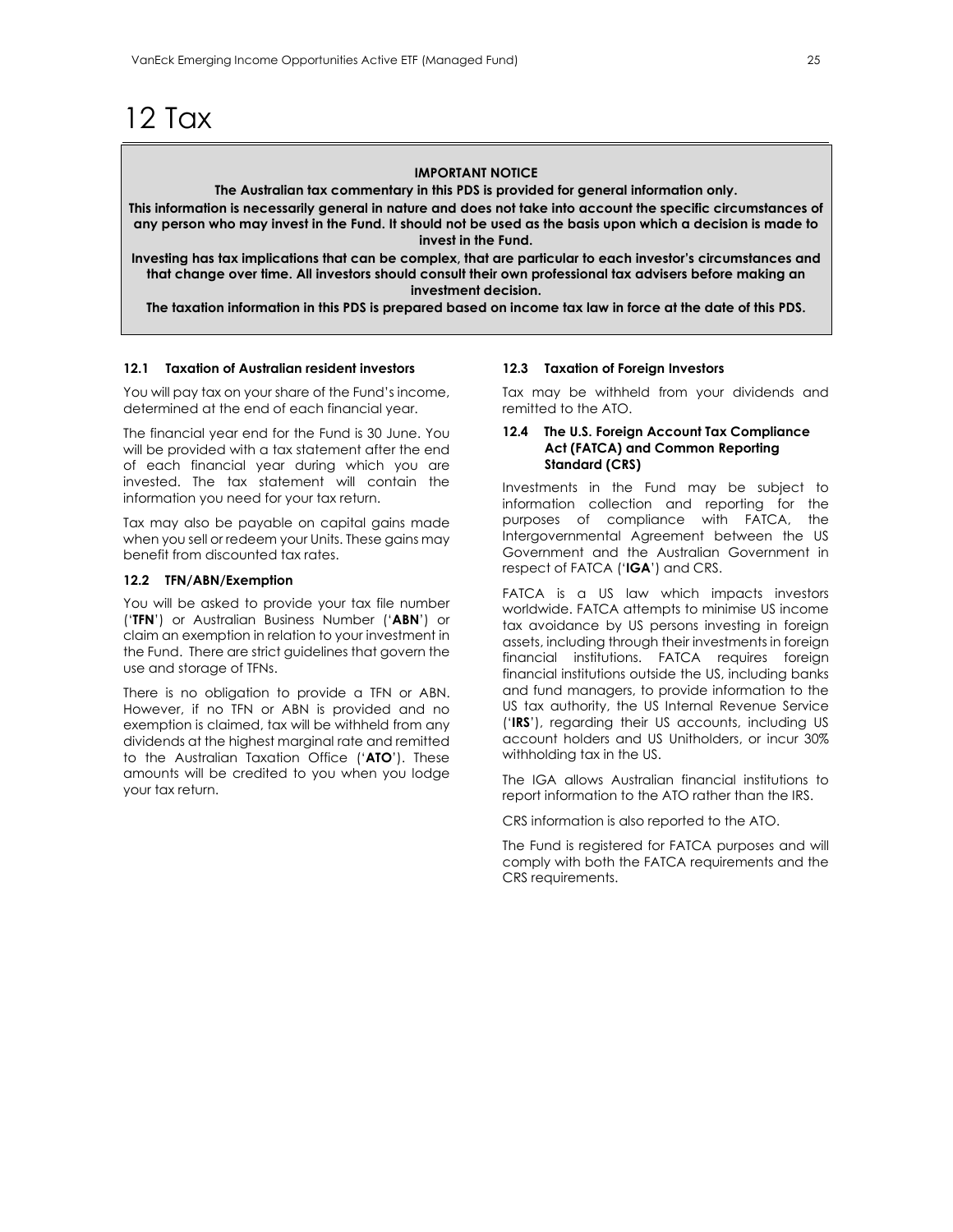# 12 Tax

**IMPORTANT NOTICE**

**The Australian tax commentary in this PDS is provided for general information only.**

**This information is necessarily general in nature and does not take into account the specific circumstances of any person who may invest in the Fund. It should not be used as the basis upon which a decision is made to invest in the Fund.**

**Investing has tax implications that can be complex, that are particular to each investor's circumstances and that change over time. All investors should consult their own professional tax advisers before making an investment decision.**

**The taxation information in this PDS is prepared based on income tax law in force at the date of this PDS.**

### 12.1 Taxation of Australian resident investors

You will pay tax on your share of the Fund's income, determined at the end of each financial year.

The financial year end for the Fund is 30 June. You will be provided with a tax statement after the end of each financial year during which you are invested. The tax statement will contain the information you need for your tax return.

Tax may also be payable on capital gains made when you sell or redeem your Units. These gains may benefit from discounted tax rates.

### 12.2 TFN/ABN/Exemption

You will be asked to provide your tax file number ('**TFN**') or Australian Business Number ('**ABN**') or claim an exemption in relation to your investment in the Fund. There are strict guidelines that govern the use and storage of TFNs.

There is no obligation to provide a TFN or ABN. However, if no TFN or ABN is provided and no exemption is claimed, tax will be withheld from any dividends at the highest marginal rate and remitted to the Australian Taxation Office ('**ATO**'). These amounts will be credited to you when you lodge your tax return.

### 12.3 Taxation of Foreign Investors

Tax may be withheld from your dividends and remitted to the ATO.

### 12.4 The U.S. Foreign Account Tax Compliance Act (FATCA) and Common Reporting Standard (CRS)

Investments in the Fund may be subject to information collection and reporting for the purposes of compliance with FATCA, the Intergovernmental Agreement between the US Government and the Australian Government in respect of FATCA ('**IGA**') and CRS.

FATCA is a US law which impacts investors worldwide. FATCA attempts to minimise US income tax avoidance by US persons investing in foreign assets, including through their investments in foreign financial institutions. FATCA requires foreign financial institutions outside the US, including banks and fund managers, to provide information to the US tax authority, the US Internal Revenue Service ('**IRS**'), regarding their US accounts, including US account holders and US Unitholders, or incur 30% withholding tax in the US.

The IGA allows Australian financial institutions to report information to the ATO rather than the IRS.

CRS information is also reported to the ATO.

The Fund is registered for FATCA purposes and will comply with both the FATCA requirements and the CRS requirements.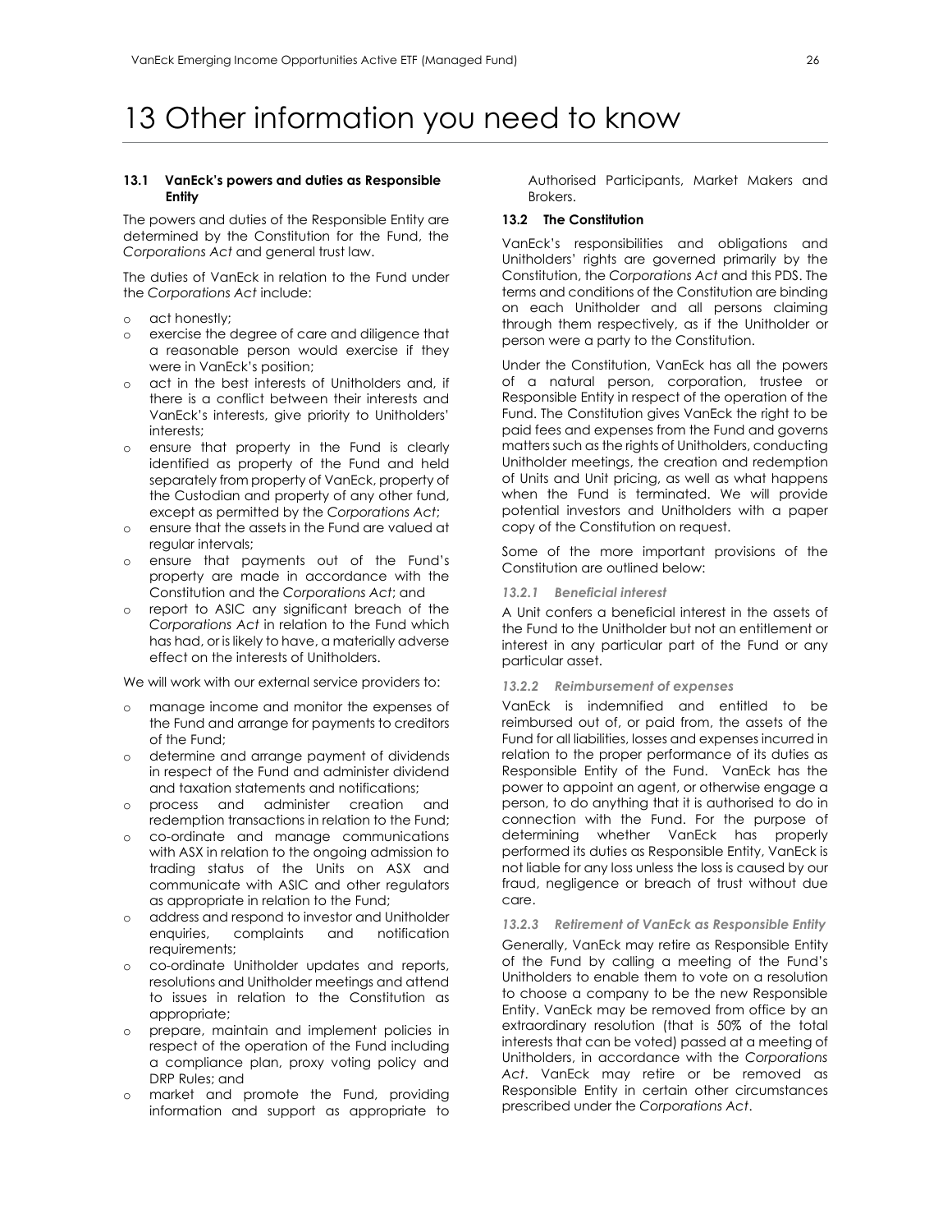# 13 Other information you need to know

### 13.1 VanEck's powers and duties as Responsible Entity

The powers and duties of the Responsible Entity are determined by the Constitution for the Fund, the *Corporations Act* and general trust law.

The duties of VanEck in relation to the Fund under the *Corporations Act* include:

- act honestly;
- exercise the degree of care and diligence that a reasonable person would exercise if they were in VanEck's position;
- act in the best interests of Unitholders and, if there is a conflict between their interests and VanEck's interests, give priority to Unitholders' interests;
- ensure that property in the Fund is clearly identified as property of the Fund and held separately from property of VanEck, property of the Custodian and property of any other fund, except as permitted by the *Corporations Act*;
- ensure that the assets in the Fund are valued at regular intervals;
- ensure that payments out of the Fund's property are made in accordance with the Constitution and the *Corporations Act*; and
- report to ASIC any significant breach of the *Corporations Act* in relation to the Fund which has had, or is likely to have, a materially adverse effect on the interests of Unitholders.

We will work with our external service providers to:

- manage income and monitor the expenses of the Fund and arrange for payments to creditors of the Fund;
- determine and arrange payment of dividends in respect of the Fund and administer dividend and taxation statements and notifications;
- process and administer creation and redemption transactions in relation to the Fund;
- co-ordinate and manage communications with ASX in relation to the ongoing admission to trading status of the Units on ASX and communicate with ASIC and other regulators as appropriate in relation to the Fund;
- address and respond to investor and Unitholder enquiries, complaints and notification requirements;
- co-ordinate Unitholder updates and reports, resolutions and Unitholder meetings and attend to issues in relation to the Constitution as appropriate;
- prepare, maintain and implement policies in respect of the operation of the Fund including a compliance plan, proxy voting policy and DRP Rules; and
- market and promote the Fund, providing information and support as appropriate to Authorised Participants, Market Makers and Brokers.

### 13.2 The Constitution

VanEck's responsibilities and obligations and Unitholders' rights are governed primarily by the Constitution, the *Corporations Act* and this PDS. The terms and conditions of the Constitution are binding on each Unitholder and all persons claiming through them respectively, as if the Unitholder or person were a party to the Constitution.

Under the Constitution, VanEck has all the powers of a natural person, corporation, trustee or Responsible Entity in respect of the operation of the Fund. The Constitution gives VanEck the right to be paid fees and expenses from the Fund and governs matters such as the rights of Unitholders, conducting Unitholder meetings, the creation and redemption of Units and Unit pricing, as well as what happens when the Fund is terminated. We will provide potential investors and Unitholders with a paper copy of the Constitution on request.

Some of the more important provisions of the Constitution are outlined below:

#### *13.2.1 Beneficial interest*

A Unit confers a beneficial interest in the assets of the Fund to the Unitholder but not an entitlement or interest in any particular part of the Fund or any particular asset.

#### *13.2.2 Reimbursement of expenses*

VanEck is indemnified and entitled to be reimbursed out of, or paid from, the assets of the Fund for all liabilities, losses and expenses incurred in relation to the proper performance of its duties as Responsible Entity of the Fund. VanEck has the power to appoint an agent, or otherwise engage a person, to do anything that it is authorised to do in connection with the Fund. For the purpose of determining whether VanEck has properly performed its duties as Responsible Entity, VanEck is not liable for any loss unless the loss is caused by our fraud, negligence or breach of trust without due care.

#### *13.2.3 Retirement of VanEck as Responsible Entity*

Generally, VanEck may retire as Responsible Entity of the Fund by calling a meeting of the Fund's Unitholders to enable them to vote on a resolution to choose a company to be the new Responsible Entity. VanEck may be removed from office by an extraordinary resolution (that is 50% of the total interests that can be voted) passed at a meeting of Unitholders, in accordance with the *Corporations Act*. VanEck may retire or be removed as Responsible Entity in certain other circumstances prescribed under the *Corporations Act*.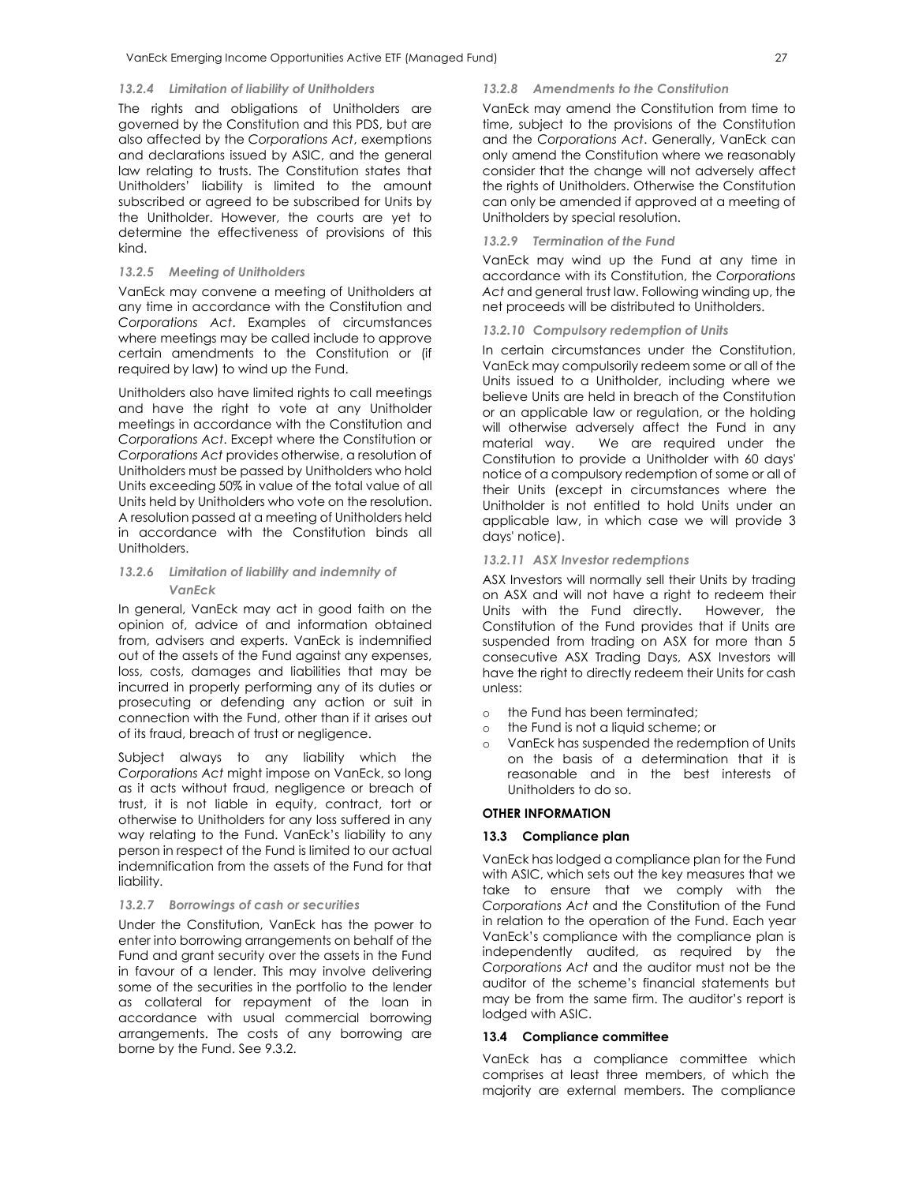#### *13.2.4 Limitation of liability of Unitholders*

The rights and obligations of Unitholders are governed by the Constitution and this PDS, but are also affected by the *Corporations Act*, exemptions and declarations issued by ASIC, and the general law relating to trusts. The Constitution states that Unitholders' liability is limited to the amount subscribed or agreed to be subscribed for Units by the Unitholder. However, the courts are yet to determine the effectiveness of provisions of this kind.

#### *13.2.5 Meeting of Unitholders*

VanEck may convene a meeting of Unitholders at any time in accordance with the Constitution and *Corporations Act*. Examples of circumstances where meetings may be called include to approve certain amendments to the Constitution or (if required by law) to wind up the Fund.

Unitholders also have limited rights to call meetings and have the right to vote at any Unitholder meetings in accordance with the Constitution and *Corporations Act*. Except where the Constitution or *Corporations Act* provides otherwise, a resolution of Unitholders must be passed by Unitholders who hold Units exceeding 50% in value of the total value of all Units held by Unitholders who vote on the resolution. A resolution passed at a meeting of Unitholders held in accordance with the Constitution binds all Unitholders.

#### *13.2.6 Limitation of liability and indemnity of VanEck*

In general, VanEck may act in good faith on the opinion of, advice of and information obtained from, advisers and experts. VanEck is indemnified out of the assets of the Fund against any expenses, loss, costs, damages and liabilities that may be incurred in properly performing any of its duties or prosecuting or defending any action or suit in connection with the Fund, other than if it arises out of its fraud, breach of trust or negligence.

Subject always to any liability which the *Corporations Act* might impose on VanEck, so long as it acts without fraud, negligence or breach of trust, it is not liable in equity, contract, tort or otherwise to Unitholders for any loss suffered in any way relating to the Fund. VanEck's liability to any person in respect of the Fund is limited to our actual indemnification from the assets of the Fund for that liability.

#### *13.2.7 Borrowings of cash or securities*

Under the Constitution, VanEck has the power to enter into borrowing arrangements on behalf of the Fund and grant security over the assets in the Fund in favour of a lender. This may involve delivering some of the securities in the portfolio to the lender as collateral for repayment of the loan in accordance with usual commercial borrowing arrangements. The costs of any borrowing are borne by the Fund. See 9.3.2.

#### *13.2.8 Amendments to the Constitution*

VanEck may amend the Constitution from time to time, subject to the provisions of the Constitution and the *Corporations Act*. Generally, VanEck can only amend the Constitution where we reasonably consider that the change will not adversely affect the rights of Unitholders. Otherwise the Constitution can only be amended if approved at a meeting of Unitholders by special resolution.

#### *13.2.9 Termination of the Fund*

VanEck may wind up the Fund at any time in accordance with its Constitution, the *Corporations Act* and general trust law. Following winding up, the net proceeds will be distributed to Unitholders.

#### *13.2.10 Compulsory redemption of Units*

In certain circumstances under the Constitution, VanEck may compulsorily redeem some or all of the Units issued to a Unitholder, including where we believe Units are held in breach of the Constitution or an applicable law or regulation, or the holding will otherwise adversely affect the Fund in any material way. We are required under the Constitution to provide a Unitholder with 60 days' notice of a compulsory redemption of some or all of their Units (except in circumstances where the Unitholder is not entitled to hold Units under an applicable law, in which case we will provide 3 days' notice).

#### *13.2.11 ASX Investor redemptions*

ASX Investors will normally sell their Units by trading on ASX and will not have a right to redeem their Units with the Fund directly. However, the Constitution of the Fund provides that if Units are suspended from trading on ASX for more than 5 consecutive ASX Trading Days, ASX Investors will have the right to directly redeem their Units for cash unless:

- the Fund has been terminated;
- the Fund is not a liquid scheme; or
- VanEck has suspended the redemption of Units on the basis of a determination that it is reasonable and in the best interests of Unitholders to do so.

**OTHER INFORMATION**

### 13.3 Compliance plan

VanEck has lodged a compliance plan for the Fund with ASIC, which sets out the key measures that we take to ensure that we comply with the *Corporations Act* and the Constitution of the Fund in relation to the operation of the Fund. Each year VanEck's compliance with the compliance plan is independently audited, as required by the *Corporations Act* and the auditor must not be the auditor of the scheme's financial statements but may be from the same firm. The auditor's report is lodged with ASIC.

### 13.4 Compliance committee

VanEck has a compliance committee which comprises at least three members, of which the majority are external members. The compliance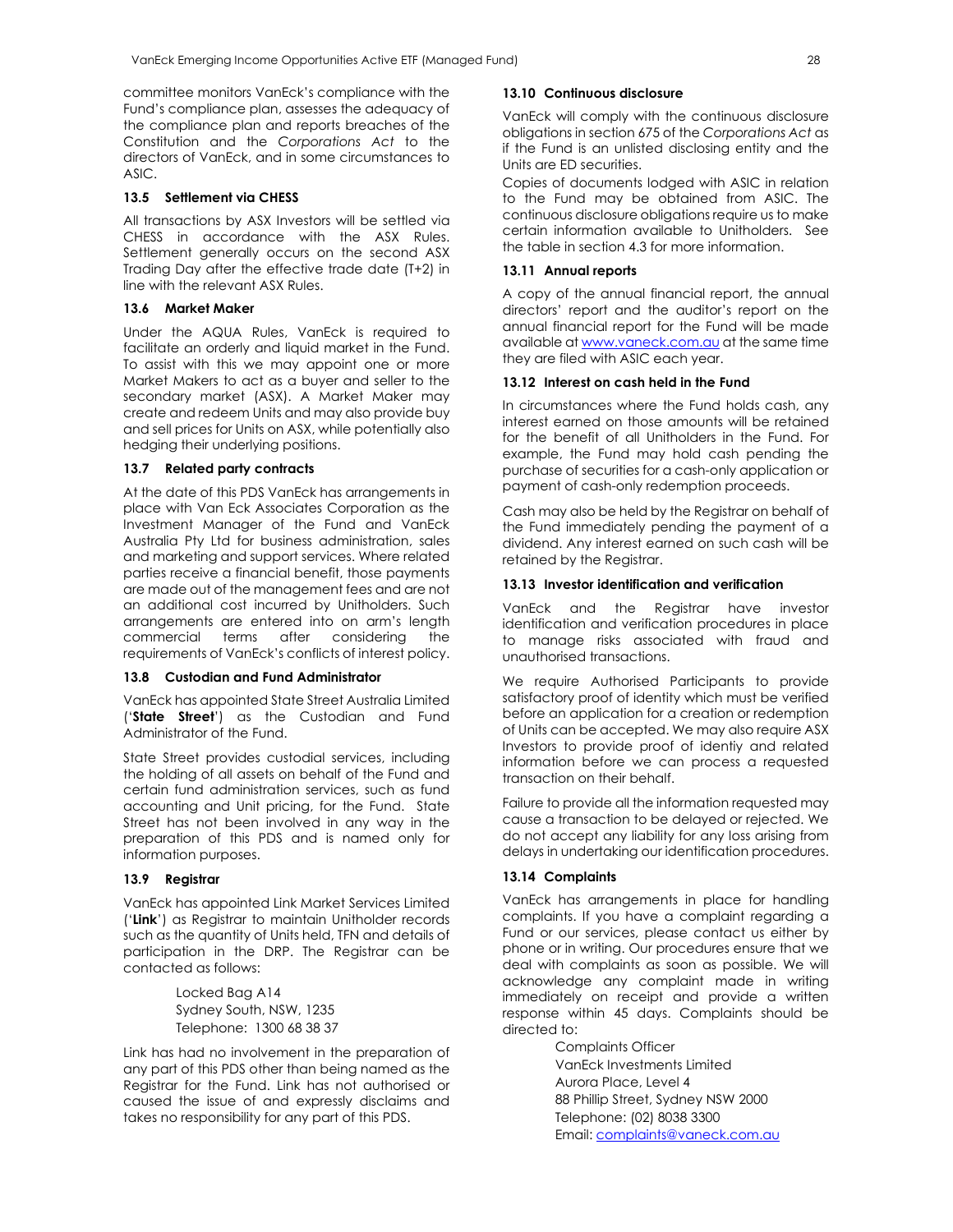committee monitors VanEck's compliance with the Fund's compliance plan, assesses the adequacy of the compliance plan and reports breaches of the Constitution and the *Corporations Act* to the directors of VanEck, and in some circumstances to ASIC.

### 13.5 Settlement via CHESS

All transactions by ASX Investors will be settled via CHESS in accordance with the ASX Rules. Settlement generally occurs on the second ASX Trading Day after the effective trade date (T+2) in line with the relevant ASX Rules.

### 13.6 Market Maker

Under the AQUA Rules, VanEck is required to facilitate an orderly and liquid market in the Fund. To assist with this we may appoint one or more Market Makers to act as a buyer and seller to the secondary market (ASX). A Market Maker may create and redeem Units and may also provide buy and sell prices for Units on ASX, while potentially also hedging their underlying positions.

### 13.7 Related party contracts

At the date of this PDS VanEck has arrangements in place with Van Eck Associates Corporation as the Investment Manager of the Fund and VanEck Australia Pty Ltd for business administration, sales and marketing and support services. Where related parties receive a financial benefit, those payments are made out of the management fees and are not an additional cost incurred by Unitholders. Such arrangements are entered into on arm's length commercial terms after considering the requirements of VanEck's conflicts of interest policy.

### 13.8 Custodian and Fund Administrator

VanEck has appointed State Street Australia Limited ('**State Street**') as the Custodian and Fund Administrator of the Fund.

State Street provides custodial services, including the holding of all assets on behalf of the Fund and certain fund administration services, such as fund accounting and Unit pricing, for the Fund. State Street has not been involved in any way in the preparation of this PDS and is named only for information purposes.

### 13.9 Registrar

VanEck has appointed Link Market Services Limited ('**Link**') as Registrar to maintain Unitholder records such as the quantity of Units held, TFN and details of participation in the DRP. The Registrar can be contacted as follows:

Locked Bag A14
Sydney South, NSW, 1235
Telephone: 1300 68 38 37

Link has had no involvement in the preparation of any part of this PDS other than being named as the Registrar for the Fund. Link has not authorised or caused the issue of and expressly disclaims and takes no responsibility for any part of this PDS.

### 13.10 Continuous disclosure

VanEck will comply with the continuous disclosure obligations in section 675 of the *Corporations Act* as if the Fund is an unlisted disclosing entity and the Units are ED securities.

Copies of documents lodged with ASIC in relation to the Fund may be obtained from ASIC. The continuous disclosure obligations require us to make certain information available to Unitholders. See the table in section 4.3 for more information.

### 13.11 Annual reports

A copy of the annual financial report, the annual directors' report and the auditor's report on the annual financial report for the Fund will be made available at www.vaneck.com.au at the same time they are filed with ASIC each year.

### 13.12 Interest on cash held in the Fund

In circumstances where the Fund holds cash, any interest earned on those amounts will be retained for the benefit of all Unitholders in the Fund. For example, the Fund may hold cash pending the purchase of securities for a cash-only application or payment of cash-only redemption proceeds.

Cash may also be held by the Registrar on behalf of the Fund immediately pending the payment of a dividend. Any interest earned on such cash will be retained by the Registrar.

### 13.13 Investor identification and verification

VanEck and the Registrar have investor identification and verification procedures in place to manage risks associated with fraud and unauthorised transactions.

We require Authorised Participants to provide satisfactory proof of identity which must be verified before an application for a creation or redemption of Units can be accepted. We may also require ASX Investors to provide proof of identiy and related information before we can process a requested transaction on their behalf.

Failure to provide all the information requested may cause a transaction to be delayed or rejected. We do not accept any liability for any loss arising from delays in undertaking our identification procedures.

### 13.14 Complaints

VanEck has arrangements in place for handling complaints. If you have a complaint regarding a Fund or our services, please contact us either by phone or in writing. Our procedures ensure that we deal with complaints as soon as possible. We will acknowledge any complaint made in writing immediately on receipt and provide a written response within 45 days. Complaints should be directed to:

Complaints Officer
VanEck Investments Limited
Aurora Place, Level 4
88 Phillip Street, Sydney NSW 2000
Telephone: (02) 8038 3300
Email: complaints@vaneck.com.au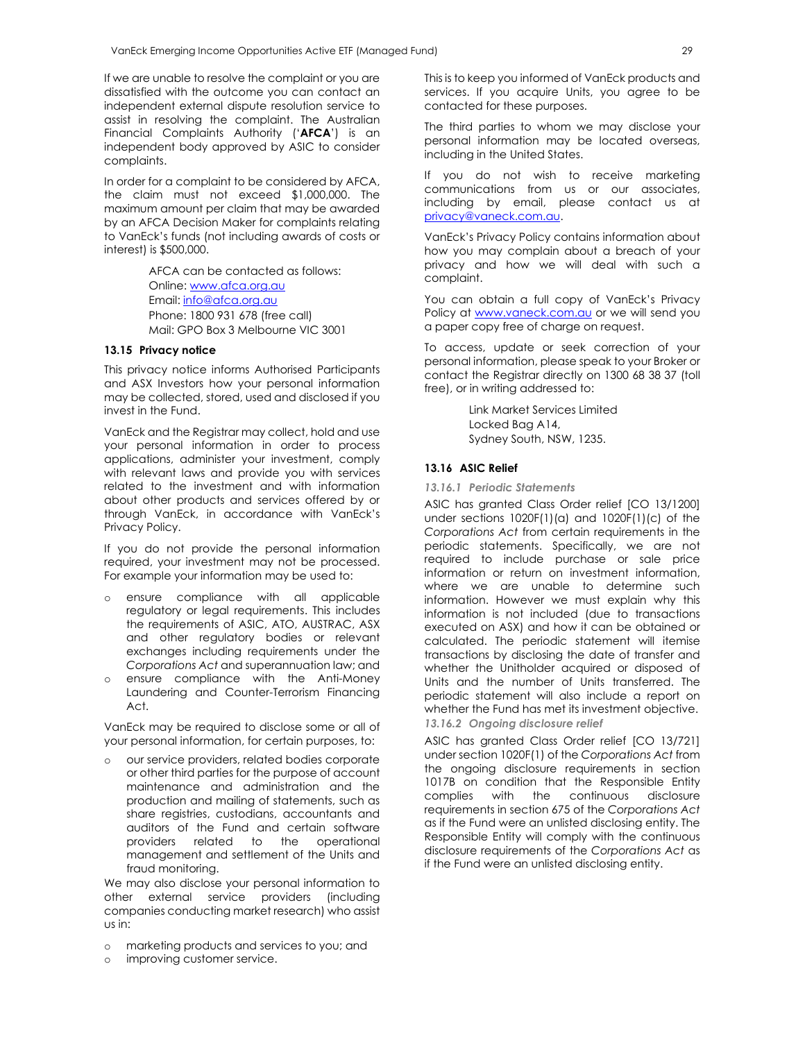If we are unable to resolve the complaint or you are dissatisfied with the outcome you can contact an independent external dispute resolution service to assist in resolving the complaint. The Australian Financial Complaints Authority ('**AFCA**') is an independent body approved by ASIC to consider complaints.

In order for a complaint to be considered by AFCA, the claim must not exceed $1,000,000. The maximum amount per claim that may be awarded by an AFCA Decision Maker for complaints relating to VanEck's funds (not including awards of costs or interest) is $500,000.

> AFCA can be contacted as follows:
> Online: www.afca.org.au
> Email: info@afca.org.au
> Phone: 1800 931 678 (free call)
> Mail: GPO Box 3 Melbourne VIC 3001

### 13.15 Privacy notice

This privacy notice informs Authorised Participants and ASX Investors how your personal information may be collected, stored, used and disclosed if you invest in the Fund.

VanEck and the Registrar may collect, hold and use your personal information in order to process applications, administer your investment, comply with relevant laws and provide you with services related to the investment and with information about other products and services offered by or through VanEck, in accordance with VanEck's Privacy Policy.

If you do not provide the personal information required, your investment may not be processed. For example your information may be used to:

- ensure compliance with all applicable regulatory or legal requirements. This includes the requirements of ASIC, ATO, AUSTRAC, ASX and other regulatory bodies or relevant exchanges including requirements under the *Corporations Act* and superannuation law; and
- ensure compliance with the Anti-Money Laundering and Counter-Terrorism Financing Act.

VanEck may be required to disclose some or all of your personal information, for certain purposes, to:

- our service providers, related bodies corporate or other third parties for the purpose of account maintenance and administration and the production and mailing of statements, such as share registries, custodians, accountants and auditors of the Fund and certain software providers related to the operational management and settlement of the Units and fraud monitoring.

We may also disclose your personal information to other external service providers (including companies conducting market research) who assist us in:

- marketing products and services to you; and
- improving customer service.

This is to keep you informed of VanEck products and services. If you acquire Units, you agree to be contacted for these purposes.

The third parties to whom we may disclose your personal information may be located overseas, including in the United States.

If you do not wish to receive marketing communications from us or our associates, including by email, please contact us at privacy@vaneck.com.au.

VanEck's Privacy Policy contains information about how you may complain about a breach of your privacy and how we will deal with such a complaint.

You can obtain a full copy of VanEck's Privacy Policy at www.vaneck.com.au or we will send you a paper copy free of charge on request.

To access, update or seek correction of your personal information, please speak to your Broker or contact the Registrar directly on 1300 68 38 37 (toll free), or in writing addressed to:

> Link Market Services Limited
> Locked Bag A14,
> Sydney South, NSW, 1235.

### 13.16 ASIC Relief

#### *13.16.1 Periodic Statements*

ASIC has granted Class Order relief [CO 13/1200] under sections 1020F(1)(a) and 1020F(1)(c) of the *Corporations Act* from certain requirements in the periodic statements. Specifically, we are not required to include purchase or sale price information or return on investment information, where we are unable to determine such information. However we must explain why this information is not included (due to transactions executed on ASX) and how it can be obtained or calculated. The periodic statement will itemise transactions by disclosing the date of transfer and whether the Unitholder acquired or disposed of Units and the number of Units transferred. The periodic statement will also include a report on whether the Fund has met its investment objective.

#### *13.16.2 Ongoing disclosure relief*

ASIC has granted Class Order relief [CO 13/721] under section 1020F(1) of the *Corporations Act* from the ongoing disclosure requirements in section 1017B on condition that the Responsible Entity complies with the continuous disclosure requirements in section 675 of the *Corporations Act* as if the Fund were an unlisted disclosing entity. The Responsible Entity will comply with the continuous disclosure requirements of the *Corporations Act* as if the Fund were an unlisted disclosing entity.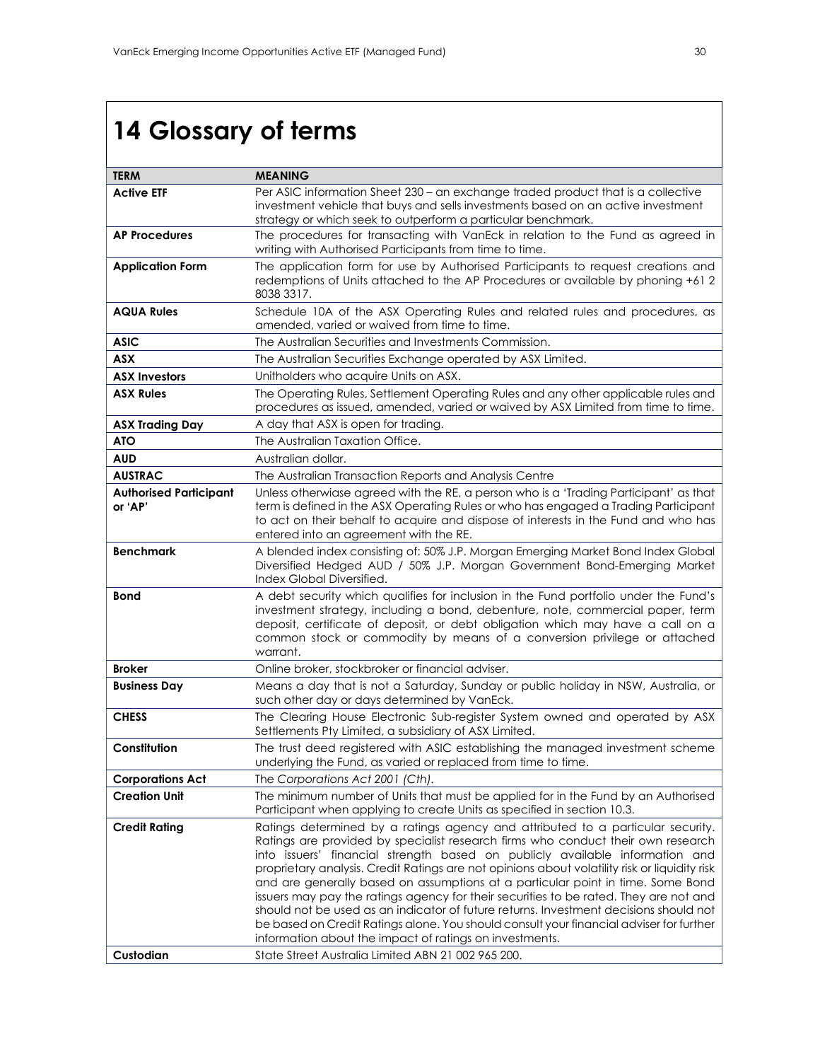# 14 Glossary of terms

| TERM | MEANING |
|---|---|
| **Active ETF** | Per ASIC information Sheet 230 – an exchange traded product that is a collective investment vehicle that buys and sells investments based on an active investment strategy or which seek to outperform a particular benchmark. |
| **AP Procedures** | The procedures for transacting with VanEck in relation to the Fund as agreed in writing with Authorised Participants from time to time. |
| **Application Form** | The application form for use by Authorised Participants to request creations and redemptions of Units attached to the AP Procedures or available by phoning +61 2 8038 3317. |
| **AQUA Rules** | Schedule 10A of the ASX Operating Rules and related rules and procedures, as amended, varied or waived from time to time. |
| **ASIC** | The Australian Securities and Investments Commission. |
| **ASX** | The Australian Securities Exchange operated by ASX Limited. |
| **ASX Investors** | Unitholders who acquire Units on ASX. |
| **ASX Rules** | The Operating Rules, Settlement Operating Rules and any other applicable rules and procedures as issued, amended, varied or waived by ASX Limited from time to time. |
| **ASX Trading Day** | A day that ASX is open for trading. |
| **ATO** | The Australian Taxation Office. |
| **AUD** | Australian dollar. |
| **AUSTRAC** | The Australian Transaction Reports and Analysis Centre |
| **Authorised Participant or 'AP'** | Unless otherwiase agreed with the RE, a person who is a 'Trading Participant' as that term is defined in the ASX Operating Rules or who has engaged a Trading Participant to act on their behalf to acquire and dispose of interests in the Fund and who has entered into an agreement with the RE. |
| **Benchmark** | A blended index consisting of: 50% J.P. Morgan Emerging Market Bond Index Global Diversified Hedged AUD / 50% J.P. Morgan Government Bond-Emerging Market Index Global Diversified. |
| **Bond** | A debt security which qualifies for inclusion in the Fund portfolio under the Fund's investment strategy, including a bond, debenture, note, commercial paper, term deposit, certificate of deposit, or debt obligation which may have a call on a common stock or commodity by means of a conversion privilege or attached warrant. |
| **Broker** | Online broker, stockbroker or financial adviser. |
| **Business Day** | Means a day that is not a Saturday, Sunday or public holiday in NSW, Australia, or such other day or days determined by VanEck. |
| **CHESS** | The Clearing House Electronic Sub-register System owned and operated by ASX Settlements Pty Limited, a subsidiary of ASX Limited. |
| **Constitution** | The trust deed registered with ASIC establishing the managed investment scheme underlying the Fund, as varied or replaced from time to time. |
| **Corporations Act** | The *Corporations Act 2001 (Cth)*. |
| **Creation Unit** | The minimum number of Units that must be applied for in the Fund by an Authorised Participant when applying to create Units as specified in section 10.3. |
| **Credit Rating** | Ratings determined by a ratings agency and attributed to a particular security. Ratings are provided by specialist research firms who conduct their own research into issuers' financial strength based on publicly available information and proprietary analysis. Credit Ratings are not opinions about volatility risk or liquidity risk and are generally based on assumptions at a particular point in time. Some Bond issuers may pay the ratings agency for their securities to be rated. They are not and should not be used as an indicator of future returns. Investment decisions should not be based on Credit Ratings alone. You should consult your financial adviser for further information about the impact of ratings on investments. |
| **Custodian** | State Street Australia Limited ABN 21 002 965 200. |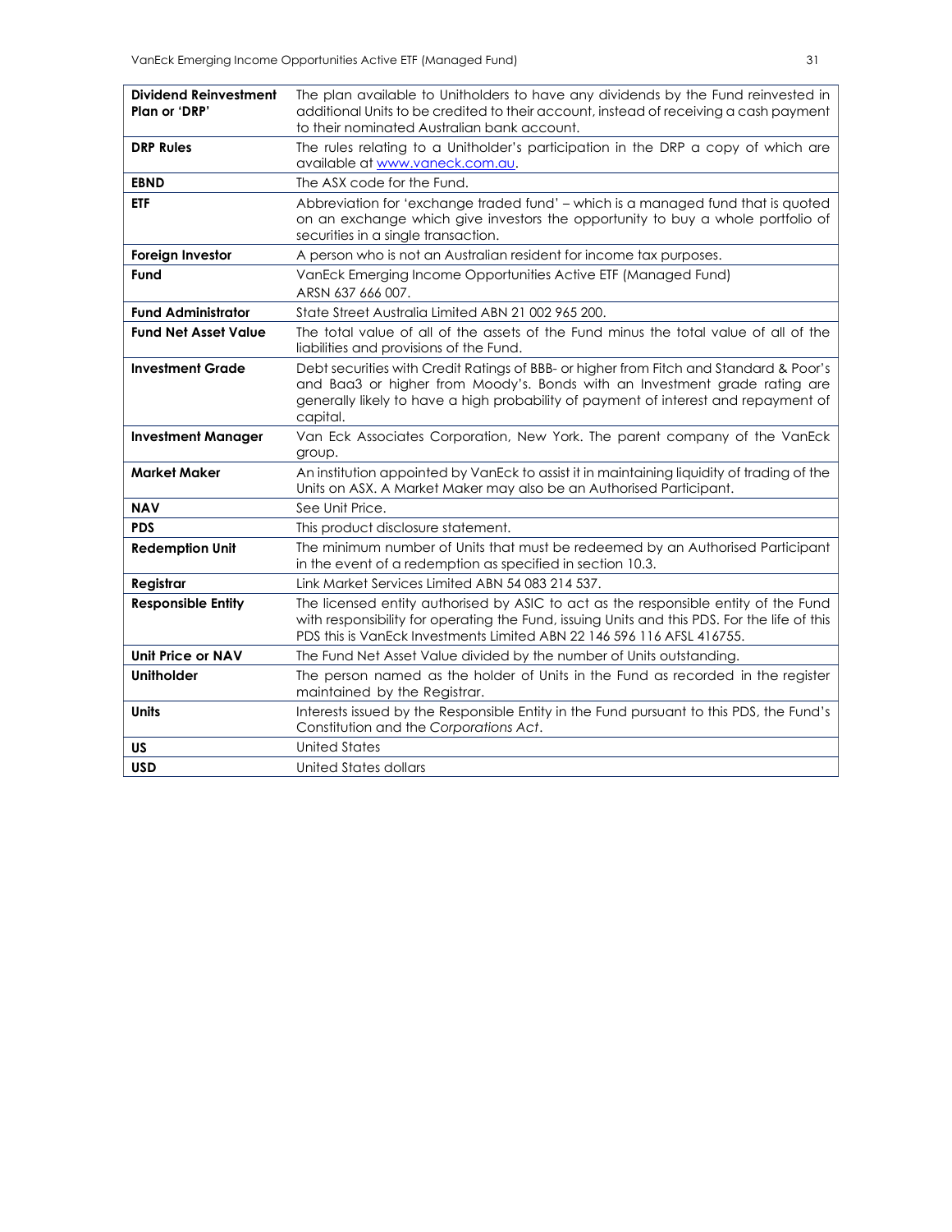| | |
|---|---|
| **Dividend Reinvestment Plan or 'DRP'** | The plan available to Unitholders to have any dividends by the Fund reinvested in additional Units to be credited to their account, instead of receiving a cash payment to their nominated Australian bank account. |
| **DRP Rules** | The rules relating to a Unitholder's participation in the DRP a copy of which are available at www.vaneck.com.au. |
| **EBND** | The ASX code for the Fund. |
| **ETF** | Abbreviation for 'exchange traded fund' – which is a managed fund that is quoted on an exchange which give investors the opportunity to buy a whole portfolio of securities in a single transaction. |
| **Foreign Investor** | A person who is not an Australian resident for income tax purposes. |
| **Fund** | VanEck Emerging Income Opportunities Active ETF (Managed Fund) ARSN 637 666 007. |
| **Fund Administrator** | State Street Australia Limited ABN 21 002 965 200. |
| **Fund Net Asset Value** | The total value of all of the assets of the Fund minus the total value of all of the liabilities and provisions of the Fund. |
| **Investment Grade** | Debt securities with Credit Ratings of BBB- or higher from Fitch and Standard & Poor's and Baa3 or higher from Moody's. Bonds with an Investment grade rating are generally likely to have a high probability of payment of interest and repayment of capital. |
| **Investment Manager** | Van Eck Associates Corporation, New York. The parent company of the VanEck group. |
| **Market Maker** | An institution appointed by VanEck to assist it in maintaining liquidity of trading of the Units on ASX. A Market Maker may also be an Authorised Participant. |
| **NAV** | See Unit Price. |
| **PDS** | This product disclosure statement. |
| **Redemption Unit** | The minimum number of Units that must be redeemed by an Authorised Participant in the event of a redemption as specified in section 10.3. |
| **Registrar** | Link Market Services Limited ABN 54 083 214 537. |
| **Responsible Entity** | The licensed entity authorised by ASIC to act as the responsible entity of the Fund with responsibility for operating the Fund, issuing Units and this PDS. For the life of this PDS this is VanEck Investments Limited ABN 22 146 596 116 AFSL 416755. |
| **Unit Price or NAV** | The Fund Net Asset Value divided by the number of Units outstanding. |
| **Unitholder** | The person named as the holder of Units in the Fund as recorded in the register maintained by the Registrar. |
| **Units** | Interests issued by the Responsible Entity in the Fund pursuant to this PDS, the Fund's Constitution and the *Corporations Act*. |
| **US** | United States |
| **USD** | United States dollars |